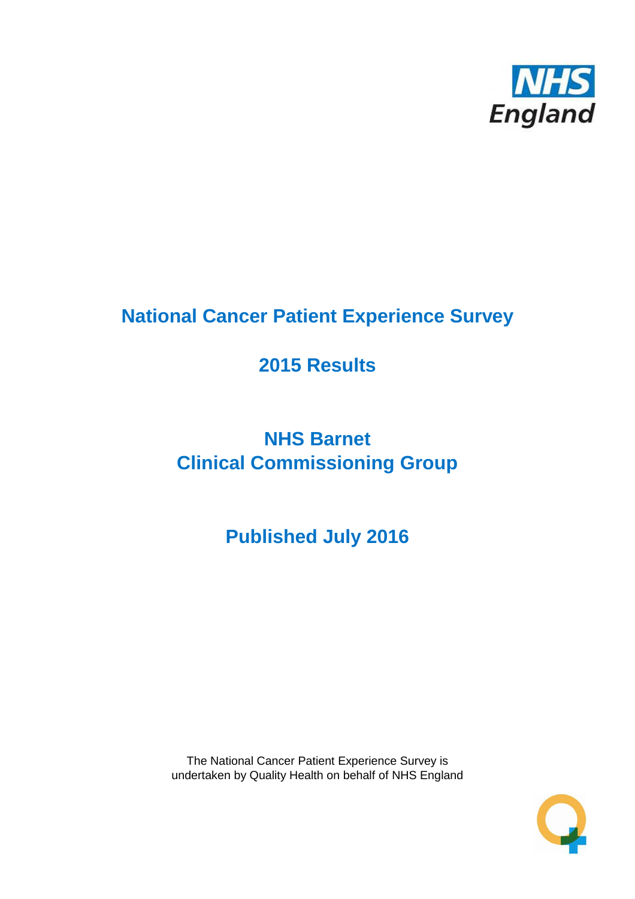# National Cancer Patient Experience Survey

## 2015 Results

## NHS Barnet
## Clinical Commissioning Group

## Published July 2016

The National Cancer Patient Experience Survey is undertaken by Quality Health on behalf of NHS England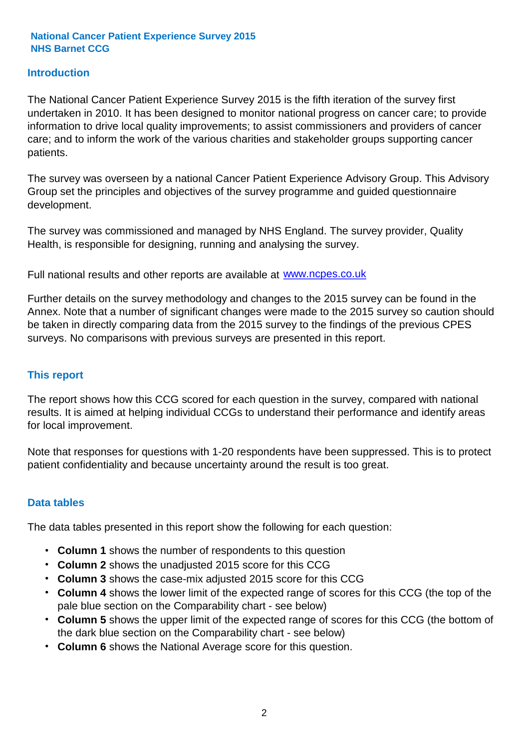**National Cancer Patient Experience Survey 2015**
**NHS Barnet CCG**

## Introduction

The National Cancer Patient Experience Survey 2015 is the fifth iteration of the survey first undertaken in 2010. It has been designed to monitor national progress on cancer care; to provide information to drive local quality improvements; to assist commissioners and providers of cancer care; and to inform the work of the various charities and stakeholder groups supporting cancer patients.

The survey was overseen by a national Cancer Patient Experience Advisory Group. This Advisory Group set the principles and objectives of the survey programme and guided questionnaire development.

The survey was commissioned and managed by NHS England. The survey provider, Quality Health, is responsible for designing, running and analysing the survey.

Full national results and other reports are available at [www.ncpes.co.uk](http://www.ncpes.co.uk)

Further details on the survey methodology and changes to the 2015 survey can be found in the Annex. Note that a number of significant changes were made to the 2015 survey so caution should be taken in directly comparing data from the 2015 survey to the findings of the previous CPES surveys. No comparisons with previous surveys are presented in this report.

## This report

The report shows how this CCG scored for each question in the survey, compared with national results. It is aimed at helping individual CCGs to understand their performance and identify areas for local improvement.

Note that responses for questions with 1-20 respondents have been suppressed. This is to protect patient confidentiality and because uncertainty around the result is too great.

## Data tables

The data tables presented in this report show the following for each question:

- **Column 1** shows the number of respondents to this question
- **Column 2** shows the unadjusted 2015 score for this CCG
- **Column 3** shows the case-mix adjusted 2015 score for this CCG
- **Column 4** shows the lower limit of the expected range of scores for this CCG (the top of the pale blue section on the Comparability chart - see below)
- **Column 5** shows the upper limit of the expected range of scores for this CCG (the bottom of the dark blue section on the Comparability chart - see below)
- **Column 6** shows the National Average score for this question.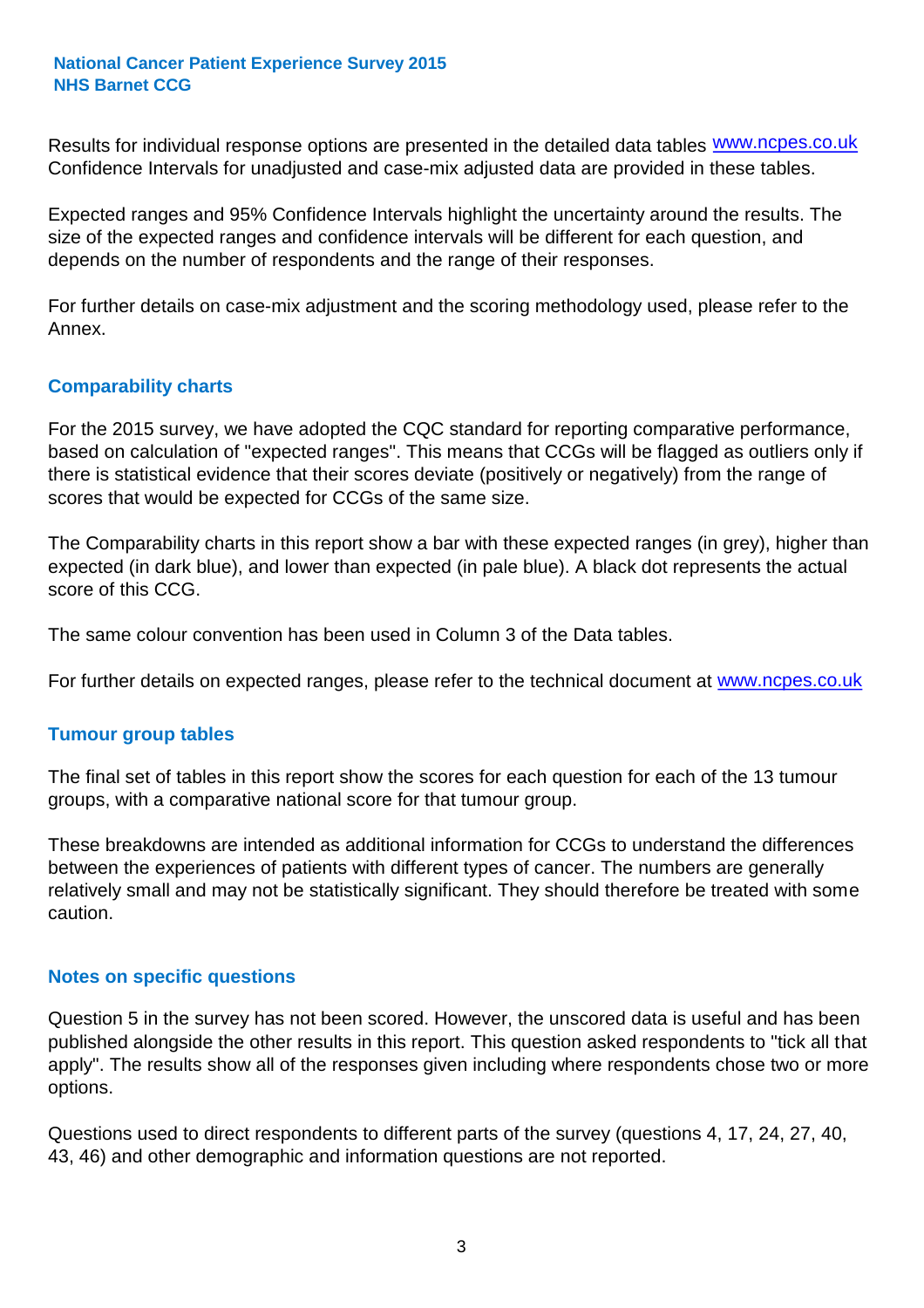Results for individual response options are presented in the detailed data tables www.ncpes.co.uk Confidence Intervals for unadjusted and case-mix adjusted data are provided in these tables.

Expected ranges and 95% Confidence Intervals highlight the uncertainty around the results. The size of the expected ranges and confidence intervals will be different for each question, and depends on the number of respondents and the range of their responses.

For further details on case-mix adjustment and the scoring methodology used, please refer to the Annex.

## Comparability charts

For the 2015 survey, we have adopted the CQC standard for reporting comparative performance, based on calculation of "expected ranges". This means that CCGs will be flagged as outliers only if there is statistical evidence that their scores deviate (positively or negatively) from the range of scores that would be expected for CCGs of the same size.

The Comparability charts in this report show a bar with these expected ranges (in grey), higher than expected (in dark blue), and lower than expected (in pale blue). A black dot represents the actual score of this CCG.

The same colour convention has been used in Column 3 of the Data tables.

For further details on expected ranges, please refer to the technical document at www.ncpes.co.uk

## Tumour group tables

The final set of tables in this report show the scores for each question for each of the 13 tumour groups, with a comparative national score for that tumour group.

These breakdowns are intended as additional information for CCGs to understand the differences between the experiences of patients with different types of cancer. The numbers are generally relatively small and may not be statistically significant. They should therefore be treated with some caution.

## Notes on specific questions

Question 5 in the survey has not been scored. However, the unscored data is useful and has been published alongside the other results in this report. This question asked respondents to "tick all that apply". The results show all of the responses given including where respondents chose two or more options.

Questions used to direct respondents to different parts of the survey (questions 4, 17, 24, 27, 40, 43, 46) and other demographic and information questions are not reported.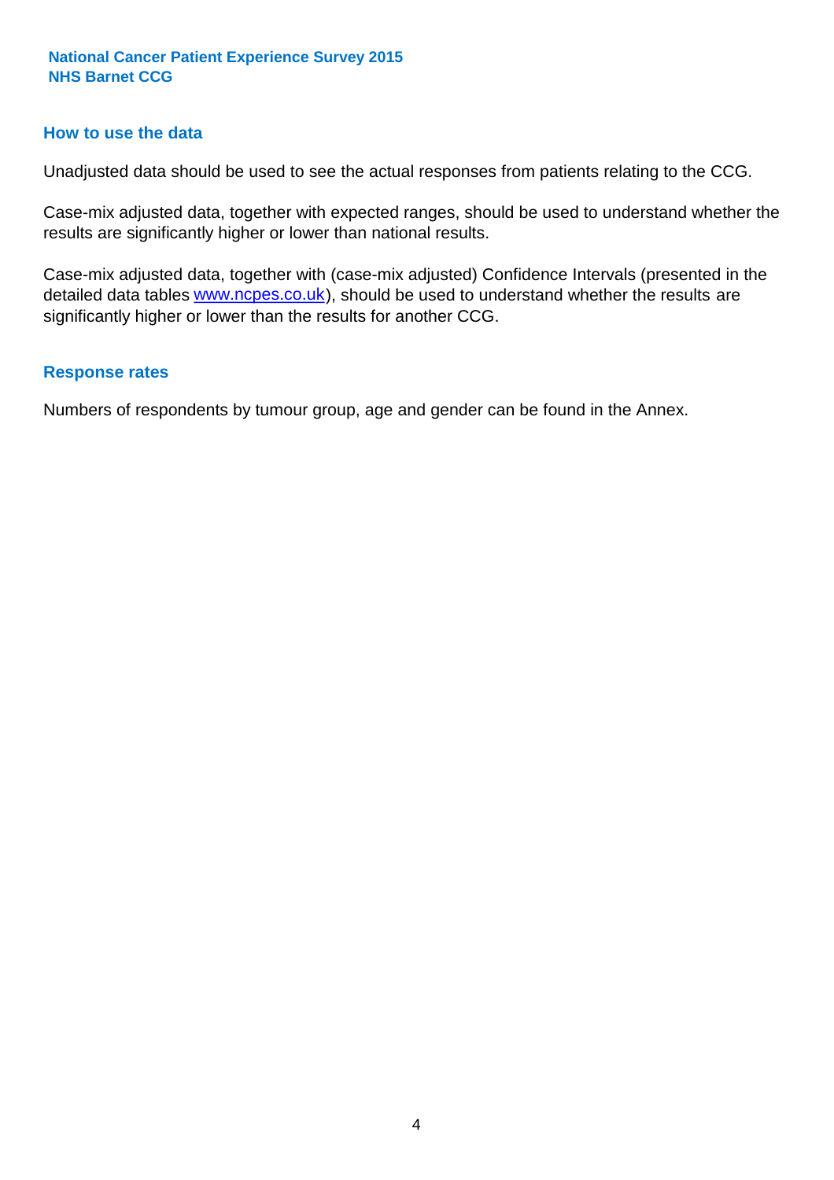## How to use the data

Unadjusted data should be used to see the actual responses from patients relating to the CCG.

Case-mix adjusted data, together with expected ranges, should be used to understand whether the results are significantly higher or lower than national results.

Case-mix adjusted data, together with (case-mix adjusted) Confidence Intervals (presented in the detailed data tables www.ncpes.co.uk), should be used to understand whether the results are significantly higher or lower than the results for another CCG.

## Response rates

Numbers of respondents by tumour group, age and gender can be found in the Annex.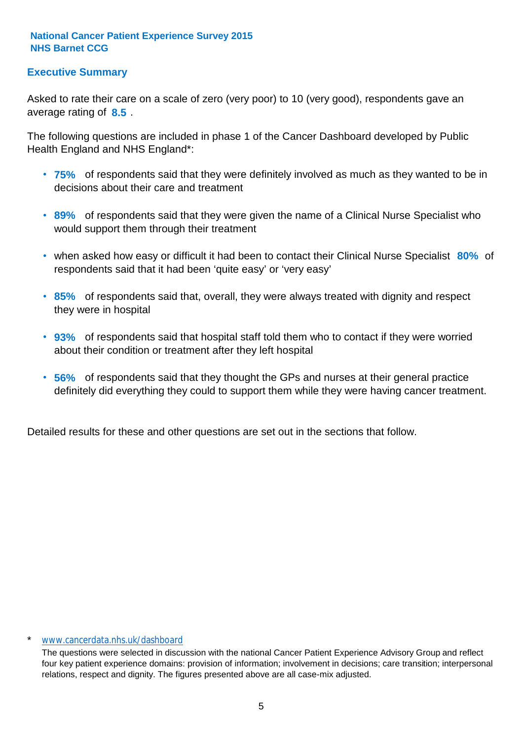**National Cancer Patient Experience Survey 2015**
**NHS Barnet CCG**

## Executive Summary

Asked to rate their care on a scale of zero (very poor) to 10 (very good), respondents gave an average rating of **8.5** .

The following questions are included in phase 1 of the Cancer Dashboard developed by Public Health England and NHS England*:

- **75%** of respondents said that they were definitely involved as much as they wanted to be in decisions about their care and treatment
- **89%** of respondents said that they were given the name of a Clinical Nurse Specialist who would support them through their treatment
- when asked how easy or difficult it had been to contact their Clinical Nurse Specialist **80%** of respondents said that it had been 'quite easy' or 'very easy'
- **85%** of respondents said that, overall, they were always treated with dignity and respect they were in hospital
- **93%** of respondents said that hospital staff told them who to contact if they were worried about their condition or treatment after they left hospital
- **56%** of respondents said that they thought the GPs and nurses at their general practice definitely did everything they could to support them while they were having cancer treatment.

Detailed results for these and other questions are set out in the sections that follow.

\* www.cancerdata.nhs.uk/dashboard

The questions were selected in discussion with the national Cancer Patient Experience Advisory Group and reflect four key patient experience domains: provision of information; involvement in decisions; care transition; interpersonal relations, respect and dignity. The figures presented above are all case-mix adjusted.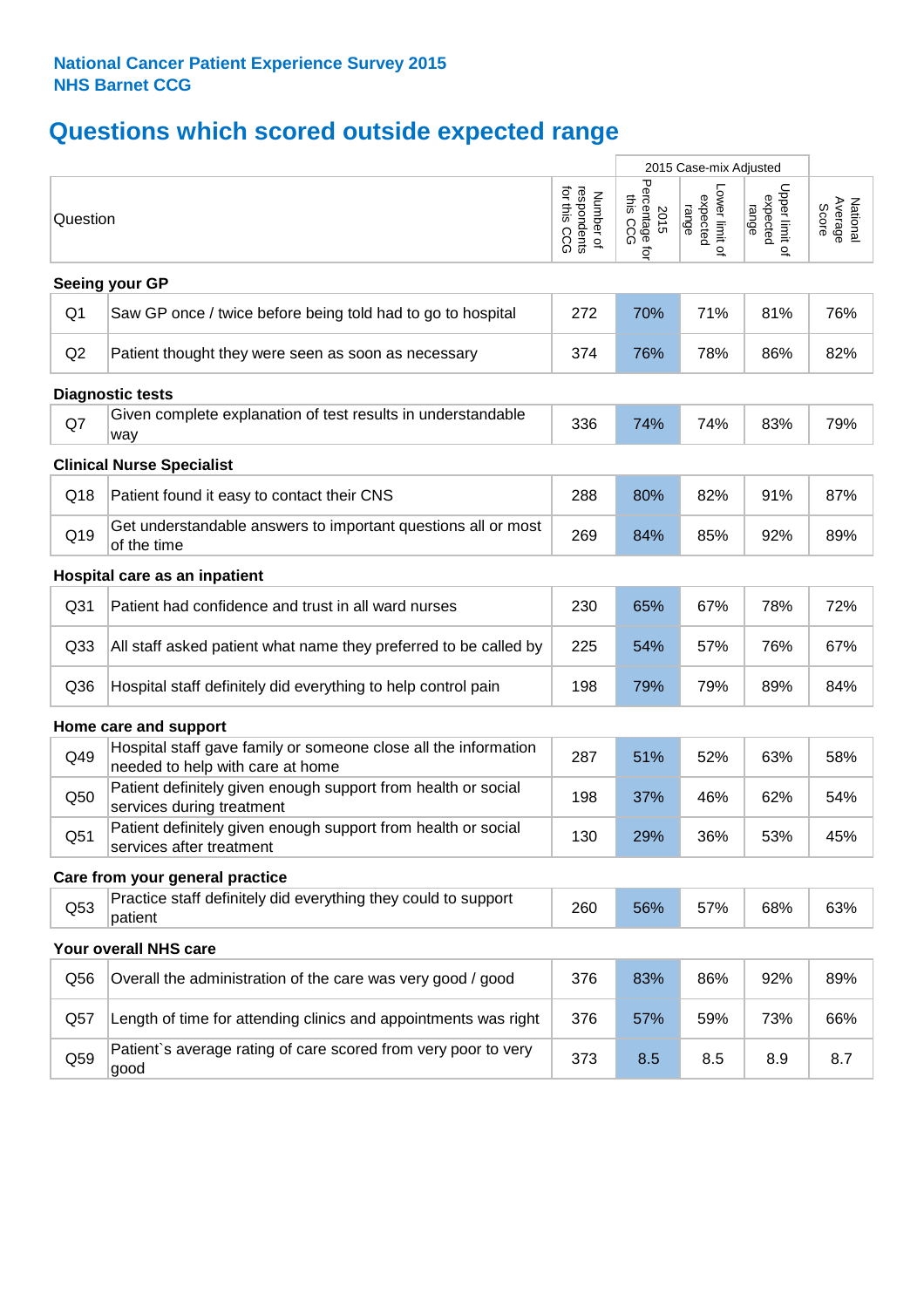**National Cancer Patient Experience Survey 2015**
**NHS Barnet CCG**

# Questions which scored outside expected range

| | Question | Number of respondents for this CCG | 2015 Case-mix Adjusted: 2015 Percentage for this CCG | 2015 Case-mix Adjusted: Lower limit of expected range | 2015 Case-mix Adjusted: Upper limit of expected range | National Average Score |
|---|---|---|---|---|---|---|
| **Seeing your GP** | | | | | | |
| Q1 | Saw GP once / twice before being told had to go to hospital | 272 | 70% | 71% | 81% | 76% |
| Q2 | Patient thought they were seen as soon as necessary | 374 | 76% | 78% | 86% | 82% |
| **Diagnostic tests** | | | | | | |
| Q7 | Given complete explanation of test results in understandable way | 336 | 74% | 74% | 83% | 79% |
| **Clinical Nurse Specialist** | | | | | | |
| Q18 | Patient found it easy to contact their CNS | 288 | 80% | 82% | 91% | 87% |
| Q19 | Get understandable answers to important questions all or most of the time | 269 | 84% | 85% | 92% | 89% |
| **Hospital care as an inpatient** | | | | | | |
| Q31 | Patient had confidence and trust in all ward nurses | 230 | 65% | 67% | 78% | 72% |
| Q33 | All staff asked patient what name they preferred to be called by | 225 | 54% | 57% | 76% | 67% |
| Q36 | Hospital staff definitely did everything to help control pain | 198 | 79% | 79% | 89% | 84% |
| **Home care and support** | | | | | | |
| Q49 | Hospital staff gave family or someone close all the information needed to help with care at home | 287 | 51% | 52% | 63% | 58% |
| Q50 | Patient definitely given enough support from health or social services during treatment | 198 | 37% | 46% | 62% | 54% |
| Q51 | Patient definitely given enough support from health or social services after treatment | 130 | 29% | 36% | 53% | 45% |
| **Care from your general practice** | | | | | | |
| Q53 | Practice staff definitely did everything they could to support patient | 260 | 56% | 57% | 68% | 63% |
| **Your overall NHS care** | | | | | | |
| Q56 | Overall the administration of the care was very good / good | 376 | 83% | 86% | 92% | 89% |
| Q57 | Length of time for attending clinics and appointments was right | 376 | 57% | 59% | 73% | 66% |
| Q59 | Patient`s average rating of care scored from very poor to very good | 373 | 8.5 | 8.5 | 8.9 | 8.7 |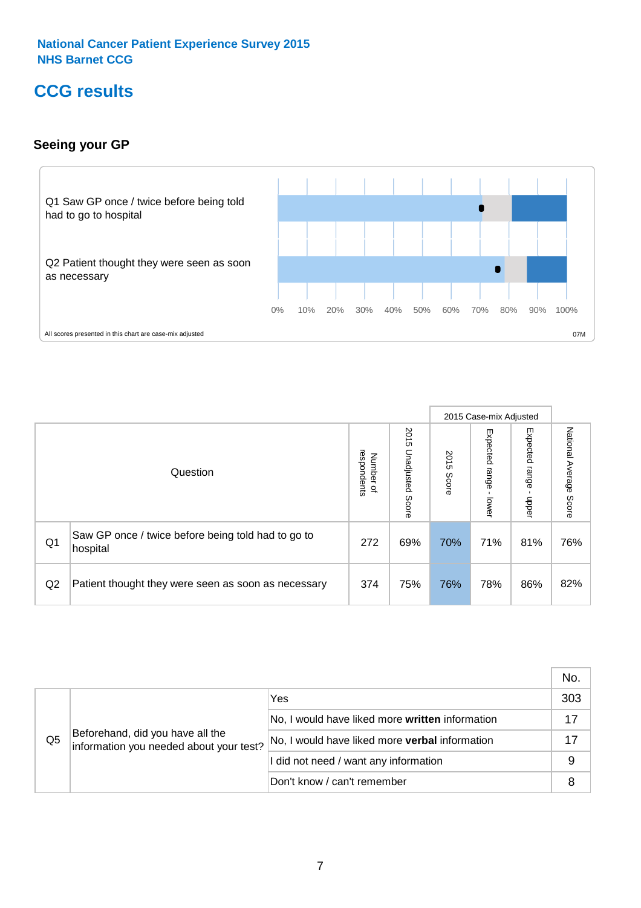National Cancer Patient Experience Survey 2015
NHS Barnet CCG

# CCG results

## Seeing your GP

Q1 Saw GP once / twice before being told had to go to hospital

Q2 Patient thought they were seen as soon as necessary

0% 10% 20% 30% 40% 50% 60% 70% 80% 90% 100%

All scores presented in this chart are case-mix adjusted

07M

| | Question | Number of respondents | 2015 Unadjusted Score | 2015 Case-mix Adjusted: 2015 Score | 2015 Case-mix Adjusted: Expected range - lower | 2015 Case-mix Adjusted: Expected range - upper | National Average Score |
|---|---|---|---|---|---|---|---|
| Q1 | Saw GP once / twice before being told had to go to hospital | 272 | 69% | 70% | 71% | 81% | 76% |
| Q2 | Patient thought they were seen as soon as necessary | 374 | 75% | 76% | 78% | 86% | 82% |

| | | | No. |
|---|---|---|---|
| Q5 | Beforehand, did you have all the information you needed about your test? | Yes | 303 |
| | | No, I would have liked more **written** information | 17 |
| | | No, I would have liked more **verbal** information | 17 |
| | | I did not need / want any information | 9 |
| | | Don't know / can't remember | 8 |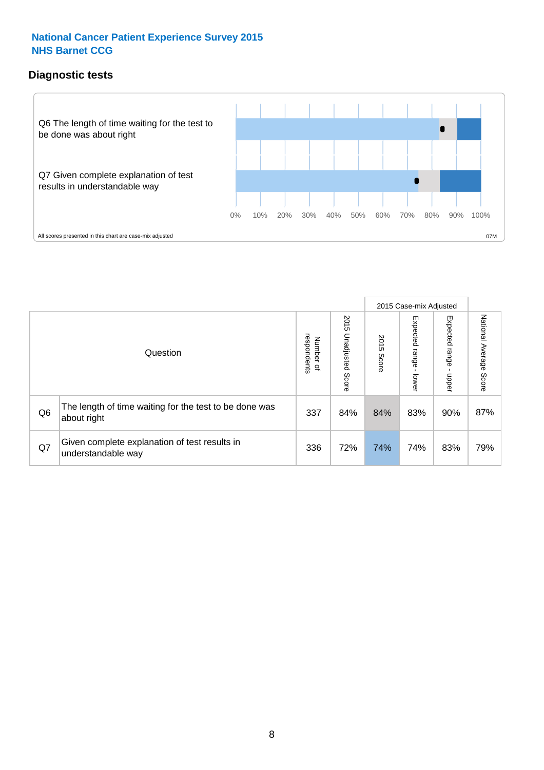## National Cancer Patient Experience Survey 2015
## NHS Barnet CCG

### Diagnostic tests

Q6 The length of time waiting for the test to be done was about right

Q7 Given complete explanation of test results in understandable way

0% 10% 20% 30% 40% 50% 60% 70% 80% 90% 100%

All scores presented in this chart are case-mix adjusted

07M

| | Question | Number of respondents | 2015 Unadjusted Score | 2015 Case-mix Adjusted: 2015 Score | 2015 Case-mix Adjusted: Expected range - lower | 2015 Case-mix Adjusted: Expected range - upper | National Average Score |
|---|---|---|---|---|---|---|---|
| Q6 | The length of time waiting for the test to be done was about right | 337 | 84% | 84% | 83% | 90% | 87% |
| Q7 | Given complete explanation of test results in understandable way | 336 | 72% | 74% | 74% | 83% | 79% |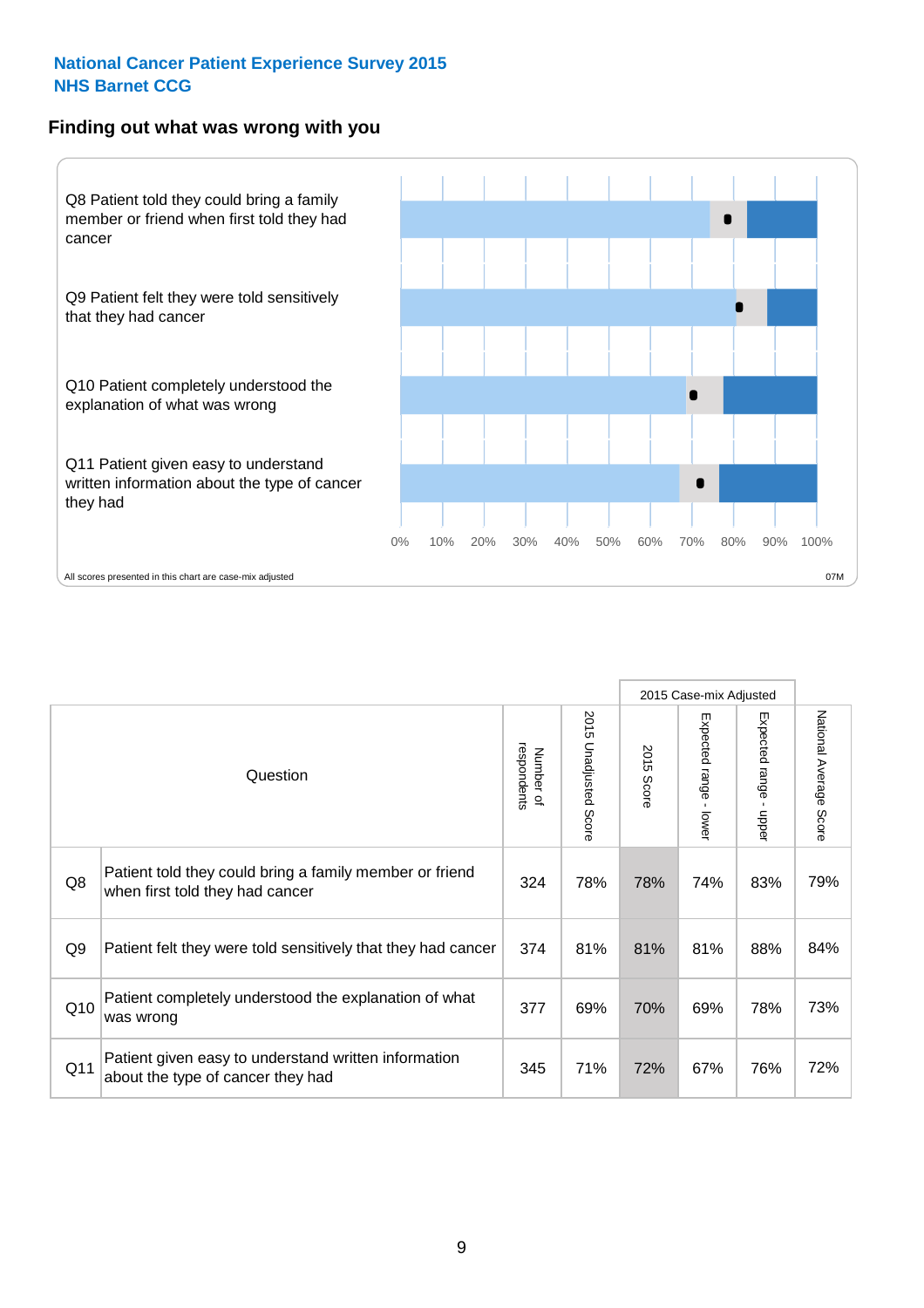**National Cancer Patient Experience Survey 2015**
**NHS Barnet CCG**

## Finding out what was wrong with you

Q8 Patient told they could bring a family member or friend when first told they had cancer

Q9 Patient felt they were told sensitively that they had cancer

Q10 Patient completely understood the explanation of what was wrong

Q11 Patient given easy to understand written information about the type of cancer they had

0% 10% 20% 30% 40% 50% 60% 70% 80% 90% 100%

All scores presented in this chart are case-mix adjusted

07M

| | Question | Number of respondents | 2015 Unadjusted Score | 2015 Case-mix Adjusted: 2015 Score | 2015 Case-mix Adjusted: Expected range - lower | 2015 Case-mix Adjusted: Expected range - upper | National Average Score |
|---|---|---|---|---|---|---|---|
| Q8 | Patient told they could bring a family member or friend when first told they had cancer | 324 | 78% | 78% | 74% | 83% | 79% |
| Q9 | Patient felt they were told sensitively that they had cancer | 374 | 81% | 81% | 81% | 88% | 84% |
| Q10 | Patient completely understood the explanation of what was wrong | 377 | 69% | 70% | 69% | 78% | 73% |
| Q11 | Patient given easy to understand written information about the type of cancer they had | 345 | 71% | 72% | 67% | 76% | 72% |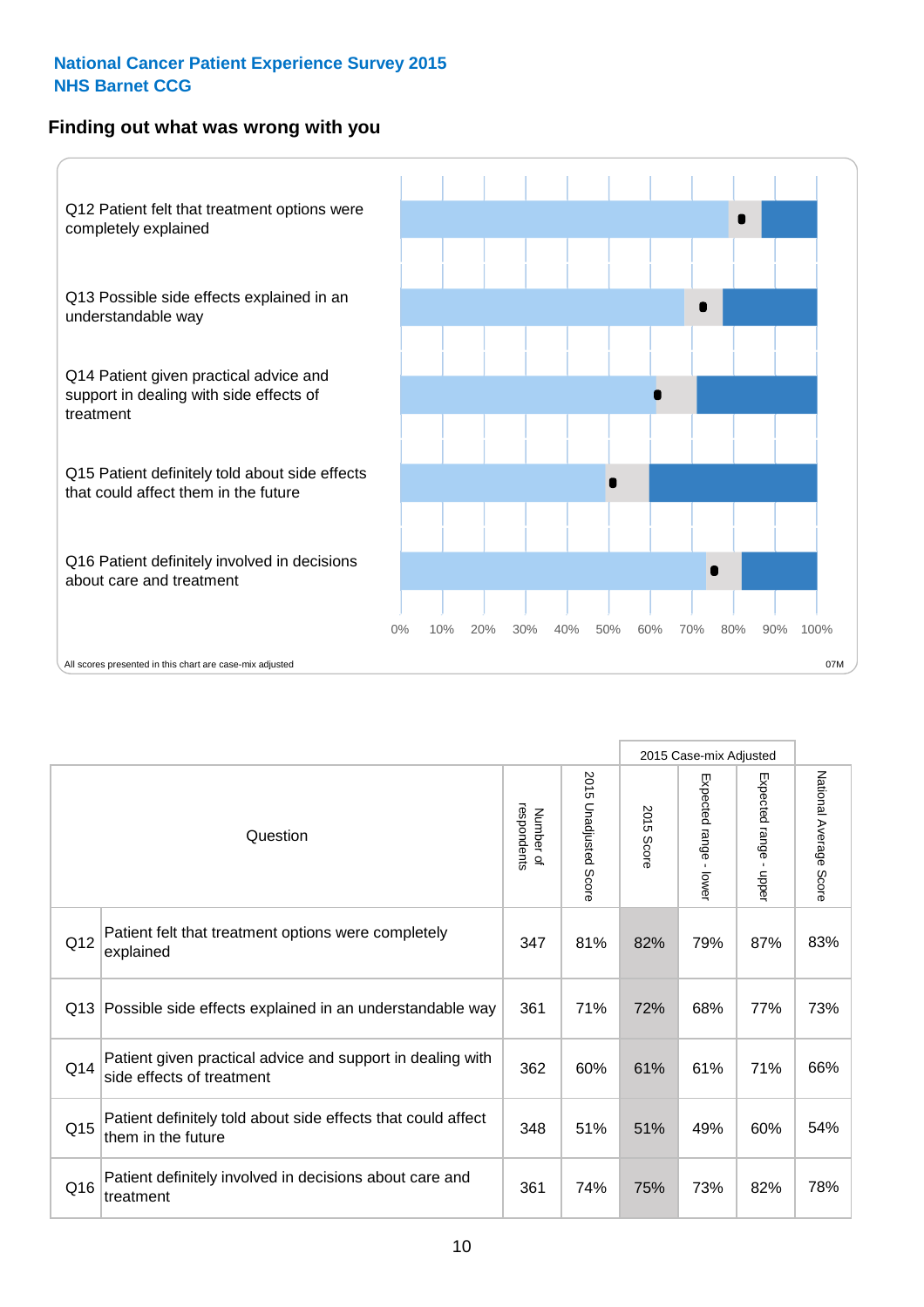National Cancer Patient Experience Survey 2015
NHS Barnet CCG

## Finding out what was wrong with you

Q12 Patient felt that treatment options were completely explained

Q13 Possible side effects explained in an understandable way

Q14 Patient given practical advice and support in dealing with side effects of treatment

Q15 Patient definitely told about side effects that could affect them in the future

Q16 Patient definitely involved in decisions about care and treatment

0% 10% 20% 30% 40% 50% 60% 70% 80% 90% 100%

All scores presented in this chart are case-mix adjusted

07M

| | Question | Number of respondents | 2015 Unadjusted Score | 2015 Case-mix Adjusted: 2015 Score | 2015 Case-mix Adjusted: Expected range - lower | 2015 Case-mix Adjusted: Expected range - upper | National Average Score |
|---|---|---|---|---|---|---|---|
| Q12 | Patient felt that treatment options were completely explained | 347 | 81% | 82% | 79% | 87% | 83% |
| Q13 | Possible side effects explained in an understandable way | 361 | 71% | 72% | 68% | 77% | 73% |
| Q14 | Patient given practical advice and support in dealing with side effects of treatment | 362 | 60% | 61% | 61% | 71% | 66% |
| Q15 | Patient definitely told about side effects that could affect them in the future | 348 | 51% | 51% | 49% | 60% | 54% |
| Q16 | Patient definitely involved in decisions about care and treatment | 361 | 74% | 75% | 73% | 82% | 78% |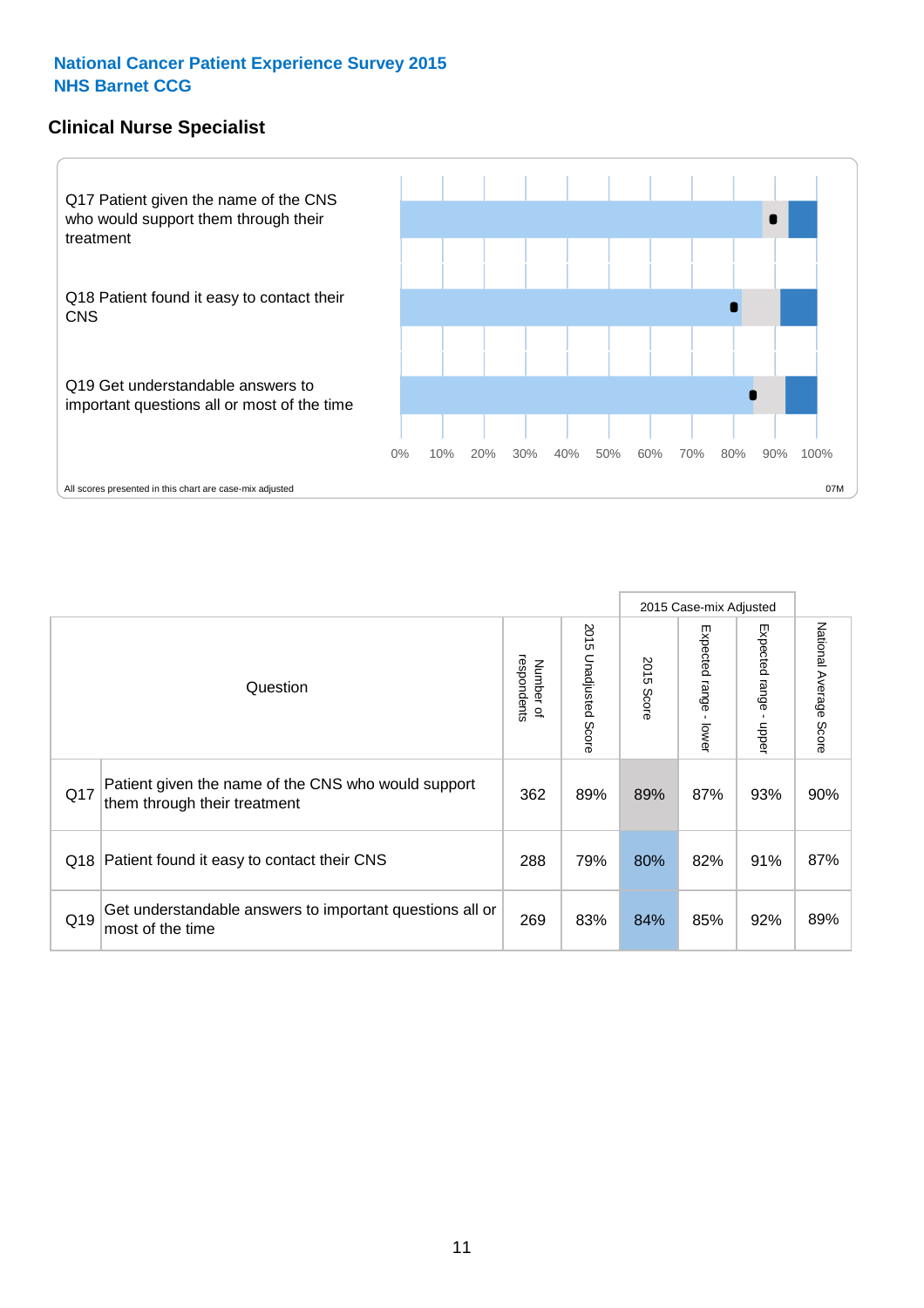National Cancer Patient Experience Survey 2015
NHS Barnet CCG

## Clinical Nurse Specialist

Q17 Patient given the name of the CNS who would support them through their treatment

Q18 Patient found it easy to contact their CNS

Q19 Get understandable answers to important questions all or most of the time

0% 10% 20% 30% 40% 50% 60% 70% 80% 90% 100%

All scores presented in this chart are case-mix adjusted

07M

| Question | | Number of respondents | 2015 Unadjusted Score | 2015 Case-mix Adjusted | | | National Average Score |
|---|---|---|---|---|---|---|---|
| | | | | 2015 Score | Expected range - lower | Expected range - upper | |
| Q17 | Patient given the name of the CNS who would support them through their treatment | 362 | 89% | 89% | 87% | 93% | 90% |
| Q18 | Patient found it easy to contact their CNS | 288 | 79% | 80% | 82% | 91% | 87% |
| Q19 | Get understandable answers to important questions all or most of the time | 269 | 83% | 84% | 85% | 92% | 89% |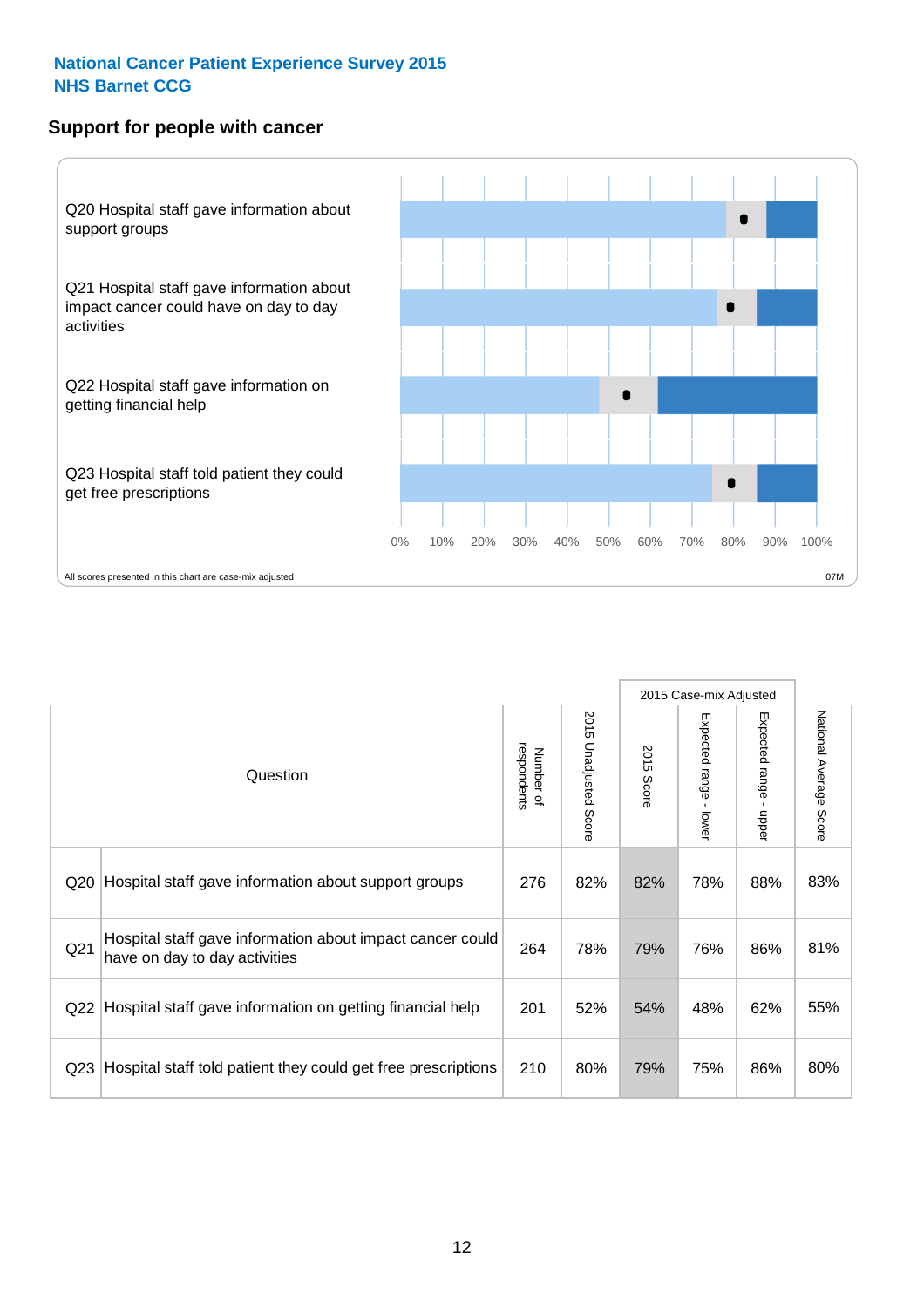**National Cancer Patient Experience Survey 2015**
**NHS Barnet CCG**

## Support for people with cancer

Q20 Hospital staff gave information about support groups

Q21 Hospital staff gave information about impact cancer could have on day to day activities

Q22 Hospital staff gave information on getting financial help

Q23 Hospital staff told patient they could get free prescriptions

0% 10% 20% 30% 40% 50% 60% 70% 80% 90% 100%

All scores presented in this chart are case-mix adjusted

07M

| | Question | Number of respondents | 2015 Unadjusted Score | 2015 Case-mix Adjusted: 2015 Score | 2015 Case-mix Adjusted: Expected range - lower | 2015 Case-mix Adjusted: Expected range - upper | National Average Score |
|---|---|---|---|---|---|---|---|
| Q20 | Hospital staff gave information about support groups | 276 | 82% | 82% | 78% | 88% | 83% |
| Q21 | Hospital staff gave information about impact cancer could have on day to day activities | 264 | 78% | 79% | 76% | 86% | 81% |
| Q22 | Hospital staff gave information on getting financial help | 201 | 52% | 54% | 48% | 62% | 55% |
| Q23 | Hospital staff told patient they could get free prescriptions | 210 | 80% | 79% | 75% | 86% | 80% |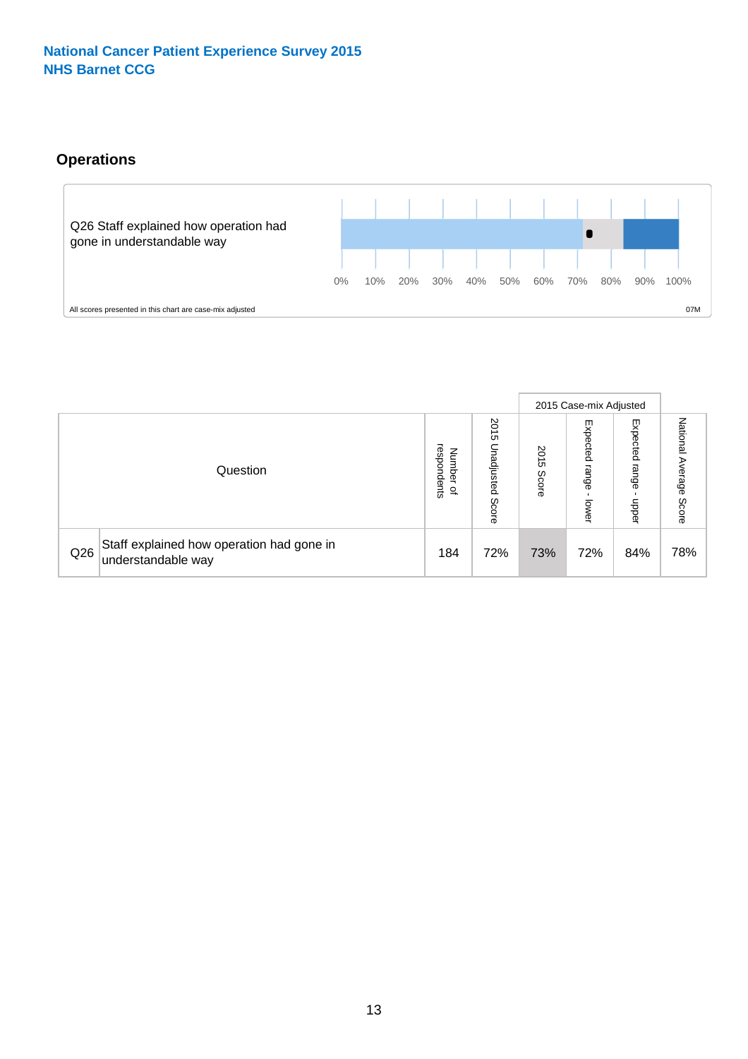**National Cancer Patient Experience Survey 2015**
**NHS Barnet CCG**

## Operations

Q26 Staff explained how operation had gone in understandable way

0% 10% 20% 30% 40% 50% 60% 70% 80% 90% 100%

All scores presented in this chart are case-mix adjusted

07M

| Question | | Number of respondents | 2015 Unadjusted Score | 2015 Case-mix Adjusted | | | National Average Score |
|---|---|---|---|---|---|---|---|
| | | | | 2015 Score | Expected range - lower | Expected range - upper | |
| Q26 | Staff explained how operation had gone in understandable way | 184 | 72% | 73% | 72% | 84% | 78% |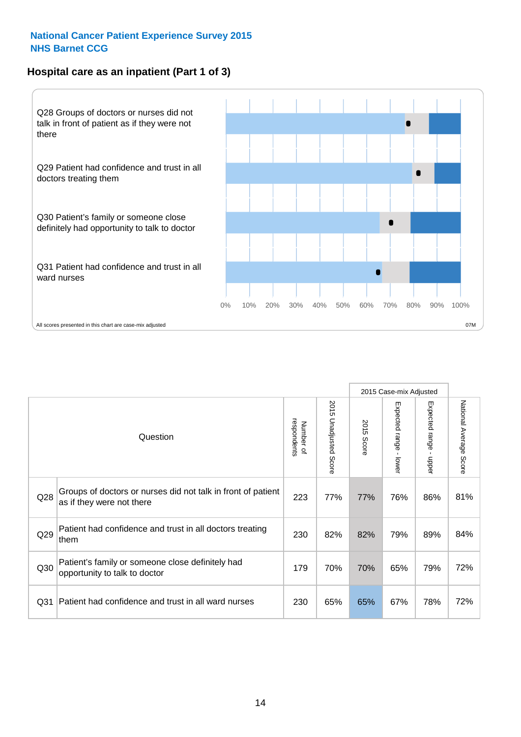National Cancer Patient Experience Survey 2015
NHS Barnet CCG

## Hospital care as an inpatient (Part 1 of 3)

Q28 Groups of doctors or nurses did not talk in front of patient as if they were not there

Q29 Patient had confidence and trust in all doctors treating them

Q30 Patient's family or someone close definitely had opportunity to talk to doctor

Q31 Patient had confidence and trust in all ward nurses

0% 10% 20% 30% 40% 50% 60% 70% 80% 90% 100%

All scores presented in this chart are case-mix adjusted

07M

| | Question | Number of respondents | 2015 Unadjusted Score | 2015 Case-mix Adjusted 2015 Score | 2015 Case-mix Adjusted Expected range - lower | 2015 Case-mix Adjusted Expected range - upper | National Average Score |
|---|---|---|---|---|---|---|---|
| Q28 | Groups of doctors or nurses did not talk in front of patient as if they were not there | 223 | 77% | 77% | 76% | 86% | 81% |
| Q29 | Patient had confidence and trust in all doctors treating them | 230 | 82% | 82% | 79% | 89% | 84% |
| Q30 | Patient's family or someone close definitely had opportunity to talk to doctor | 179 | 70% | 70% | 65% | 79% | 72% |
| Q31 | Patient had confidence and trust in all ward nurses | 230 | 65% | 65% | 67% | 78% | 72% |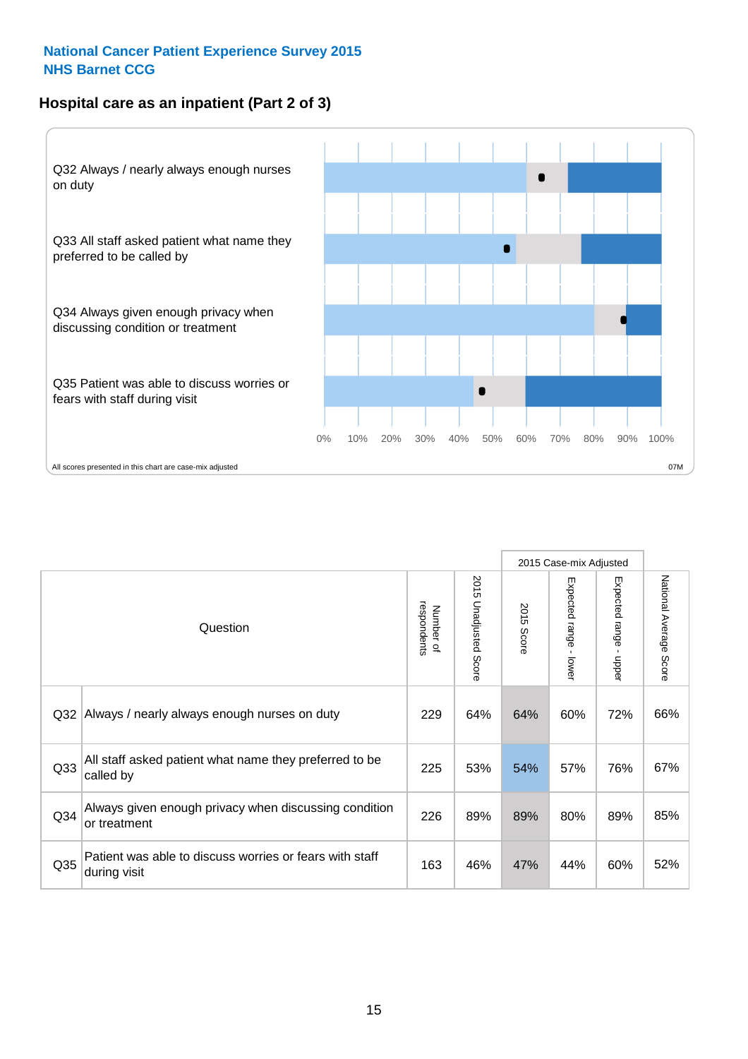National Cancer Patient Experience Survey 2015
NHS Barnet CCG

## Hospital care as an inpatient (Part 2 of 3)

Q32 Always / nearly always enough nurses on duty

Q33 All staff asked patient what name they preferred to be called by

Q34 Always given enough privacy when discussing condition or treatment

Q35 Patient was able to discuss worries or fears with staff during visit

0% 10% 20% 30% 40% 50% 60% 70% 80% 90% 100%

All scores presented in this chart are case-mix adjusted

07M

| Question | | Number of respondents | 2015 Unadjusted Score | 2015 Case-mix Adjusted | | | National Average Score |
|---|---|---|---|---|---|---|---|
| | | | | 2015 Score | Expected range - lower | Expected range - upper | |
| Q32 | Always / nearly always enough nurses on duty | 229 | 64% | 64% | 60% | 72% | 66% |
| Q33 | All staff asked patient what name they preferred to be called by | 225 | 53% | 54% | 57% | 76% | 67% |
| Q34 | Always given enough privacy when discussing condition or treatment | 226 | 89% | 89% | 80% | 89% | 85% |
| Q35 | Patient was able to discuss worries or fears with staff during visit | 163 | 46% | 47% | 44% | 60% | 52% |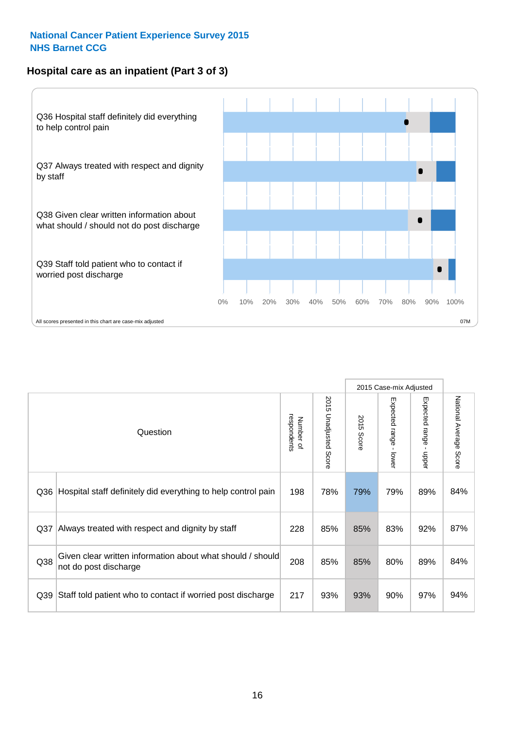**National Cancer Patient Experience Survey 2015**
**NHS Barnet CCG**

## Hospital care as an inpatient (Part 3 of 3)

Q36 Hospital staff definitely did everything to help control pain

Q37 Always treated with respect and dignity by staff

Q38 Given clear written information about what should / should not do post discharge

Q39 Staff told patient who to contact if worried post discharge

0% 10% 20% 30% 40% 50% 60% 70% 80% 90% 100%

All scores presented in this chart are case-mix adjusted

07M

| | Question | Number of respondents | 2015 Unadjusted Score | 2015 Case-mix Adjusted: 2015 Score | 2015 Case-mix Adjusted: Expected range - lower | 2015 Case-mix Adjusted: Expected range - upper | National Average Score |
|---|---|---|---|---|---|---|---|
| Q36 | Hospital staff definitely did everything to help control pain | 198 | 78% | 79% | 79% | 89% | 84% |
| Q37 | Always treated with respect and dignity by staff | 228 | 85% | 85% | 83% | 92% | 87% |
| Q38 | Given clear written information about what should / should not do post discharge | 208 | 85% | 85% | 80% | 89% | 84% |
| Q39 | Staff told patient who to contact if worried post discharge | 217 | 93% | 93% | 90% | 97% | 94% |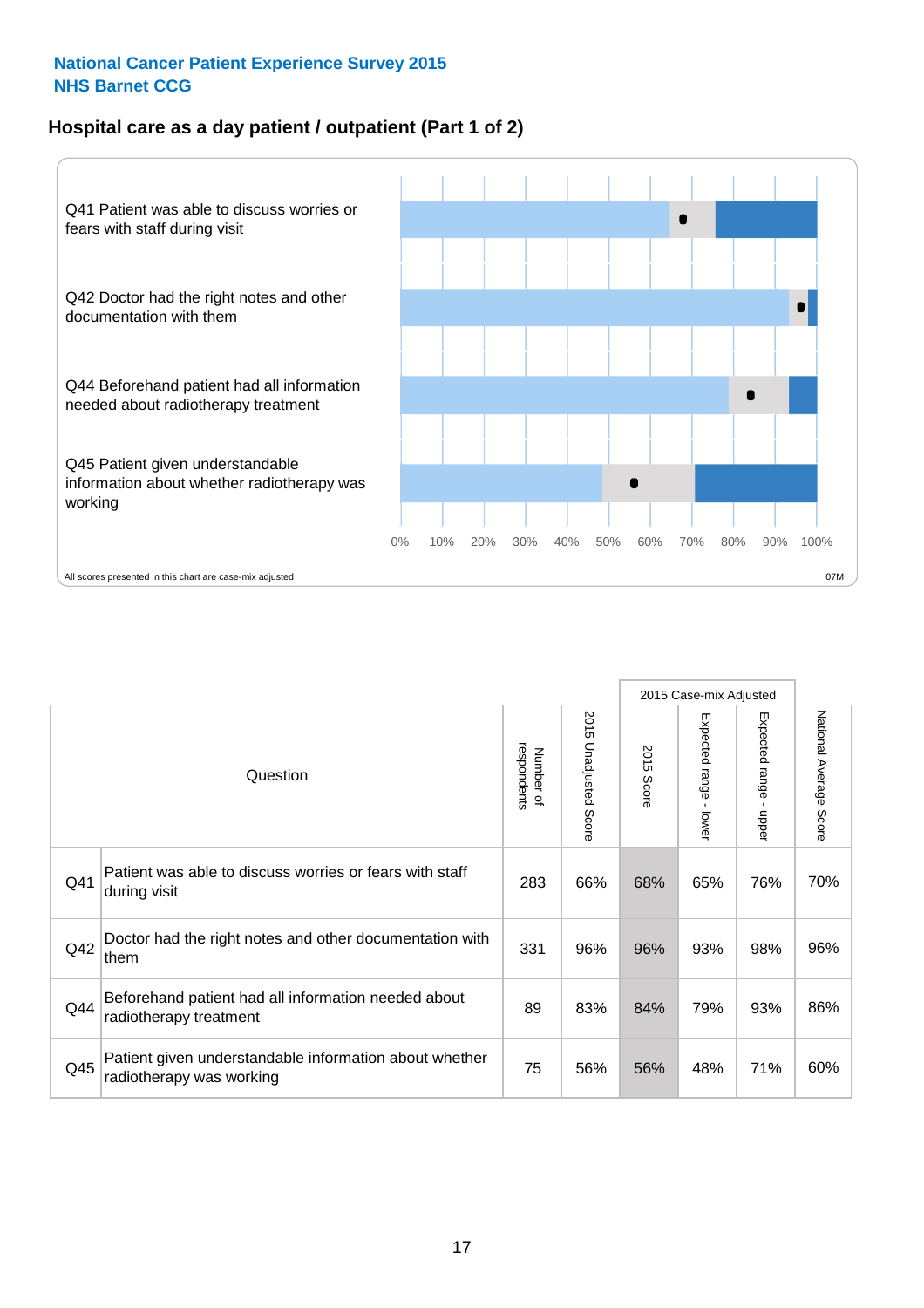**National Cancer Patient Experience Survey 2015**
**NHS Barnet CCG**

## Hospital care as a day patient / outpatient (Part 1 of 2)

Q41 Patient was able to discuss worries or fears with staff during visit

Q42 Doctor had the right notes and other documentation with them

Q44 Beforehand patient had all information needed about radiotherapy treatment

Q45 Patient given understandable information about whether radiotherapy was working

0% 10% 20% 30% 40% 50% 60% 70% 80% 90% 100%

All scores presented in this chart are case-mix adjusted

07M

| | Question | Number of respondents | 2015 Unadjusted Score | 2015 Case-mix Adjusted: 2015 Score | 2015 Case-mix Adjusted: Expected range - lower | 2015 Case-mix Adjusted: Expected range - upper | National Average Score |
|---|---|---|---|---|---|---|---|
| Q41 | Patient was able to discuss worries or fears with staff during visit | 283 | 66% | 68% | 65% | 76% | 70% |
| Q42 | Doctor had the right notes and other documentation with them | 331 | 96% | 96% | 93% | 98% | 96% |
| Q44 | Beforehand patient had all information needed about radiotherapy treatment | 89 | 83% | 84% | 79% | 93% | 86% |
| Q45 | Patient given understandable information about whether radiotherapy was working | 75 | 56% | 56% | 48% | 71% | 60% |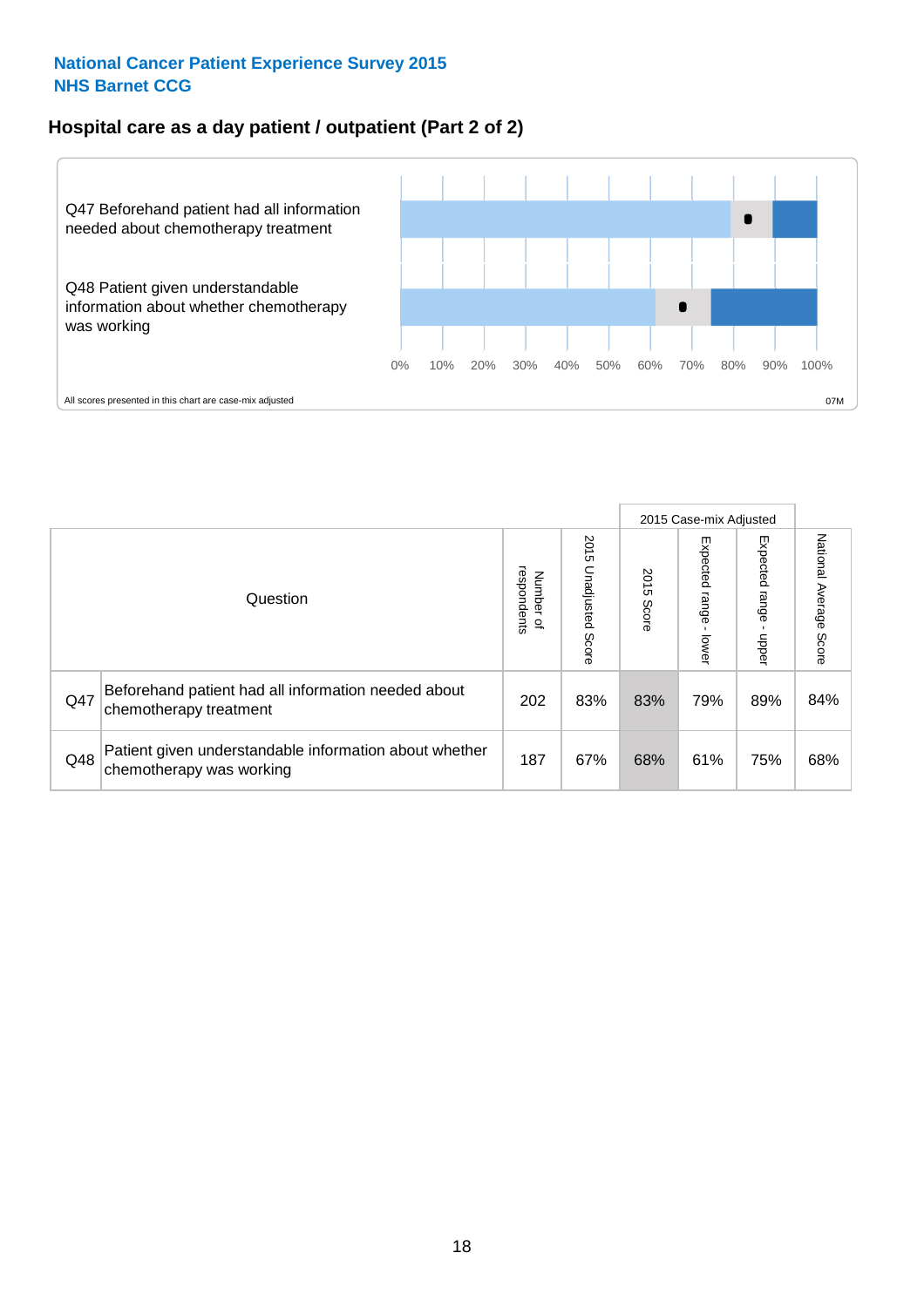National Cancer Patient Experience Survey 2015
NHS Barnet CCG

## Hospital care as a day patient / outpatient (Part 2 of 2)

Q47 Beforehand patient had all information needed about chemotherapy treatment

Q48 Patient given understandable information about whether chemotherapy was working

0% 10% 20% 30% 40% 50% 60% 70% 80% 90% 100%

All scores presented in this chart are case-mix adjusted

07M

| Question | | Number of respondents | 2015 Unadjusted Score | 2015 Case-mix Adjusted 2015 Score | Expected range - lower | Expected range - upper | National Average Score |
|---|---|---|---|---|---|---|---|
| Q47 | Beforehand patient had all information needed about chemotherapy treatment | 202 | 83% | 83% | 79% | 89% | 84% |
| Q48 | Patient given understandable information about whether chemotherapy was working | 187 | 67% | 68% | 61% | 75% | 68% |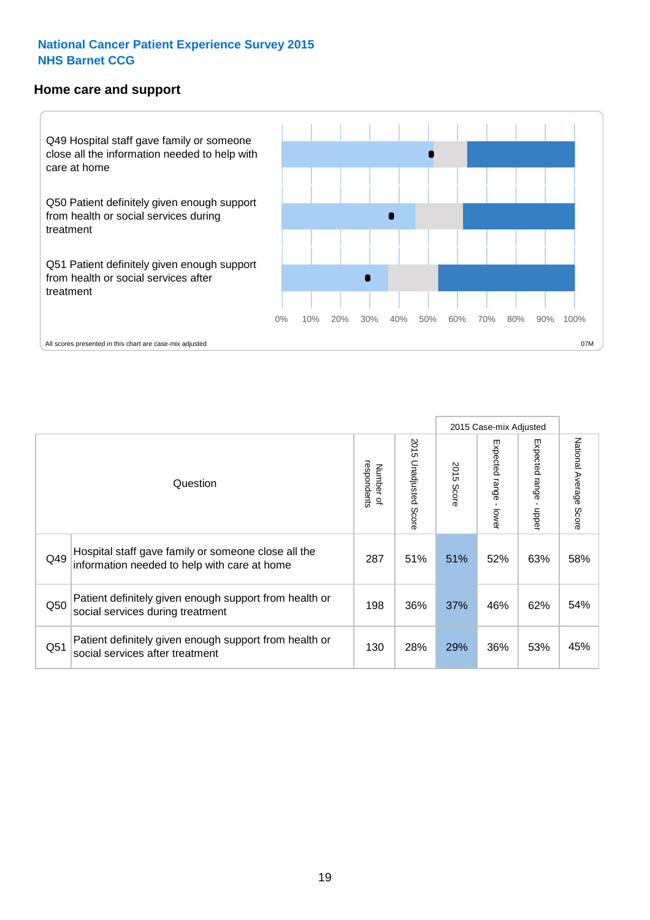**National Cancer Patient Experience Survey 2015**
**NHS Barnet CCG**

## Home care and support

Q49 Hospital staff gave family or someone close all the information needed to help with care at home

Q50 Patient definitely given enough support from health or social services during treatment

Q51 Patient definitely given enough support from health or social services after treatment

0% 10% 20% 30% 40% 50% 60% 70% 80% 90% 100%

All scores presented in this chart are case-mix adjusted

07M

| | Question | Number of respondents | 2015 Unadjusted Score | 2015 Case-mix Adjusted | | | National Average Score |
|---|---|---|---|---|---|---|---|
| | | | | 2015 Score | Expected range - lower | Expected range - upper | |
| Q49 | Hospital staff gave family or someone close all the information needed to help with care at home | 287 | 51% | 51% | 52% | 63% | 58% |
| Q50 | Patient definitely given enough support from health or social services during treatment | 198 | 36% | 37% | 46% | 62% | 54% |
| Q51 | Patient definitely given enough support from health or social services after treatment | 130 | 28% | 29% | 36% | 53% | 45% |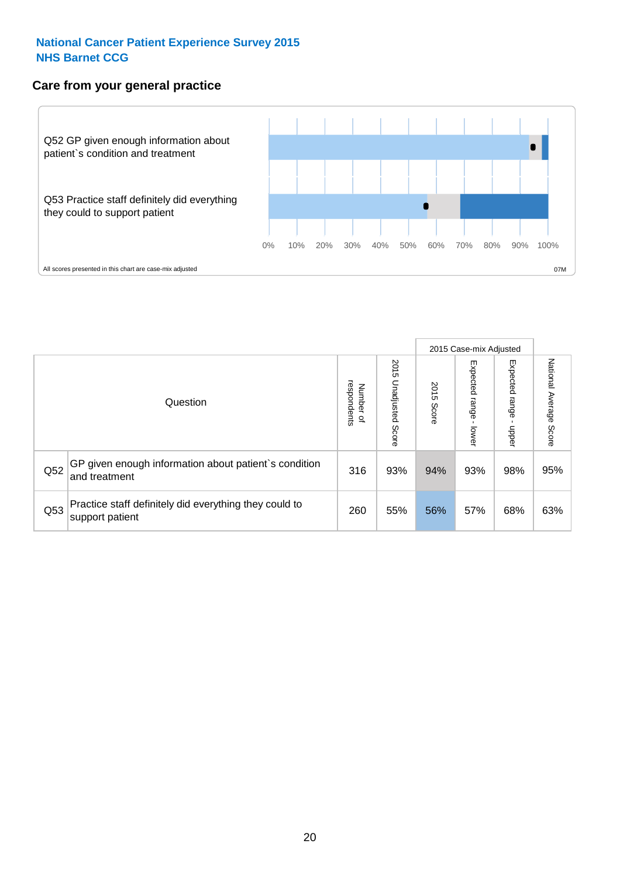**National Cancer Patient Experience Survey 2015**
**NHS Barnet CCG**

## Care from your general practice

Q52 GP given enough information about patient`s condition and treatment

Q53 Practice staff definitely did everything they could to support patient

0% 10% 20% 30% 40% 50% 60% 70% 80% 90% 100%

All scores presented in this chart are case-mix adjusted

07M

| Question | | Number of respondents | 2015 Unadjusted Score | 2015 Case-mix Adjusted 2015 Score | 2015 Case-mix Adjusted Expected range - lower | 2015 Case-mix Adjusted Expected range - upper | National Average Score |
|---|---|---|---|---|---|---|---|
| Q52 | GP given enough information about patient`s condition and treatment | 316 | 93% | 94% | 93% | 98% | 95% |
| Q53 | Practice staff definitely did everything they could to support patient | 260 | 55% | 56% | 57% | 68% | 63% |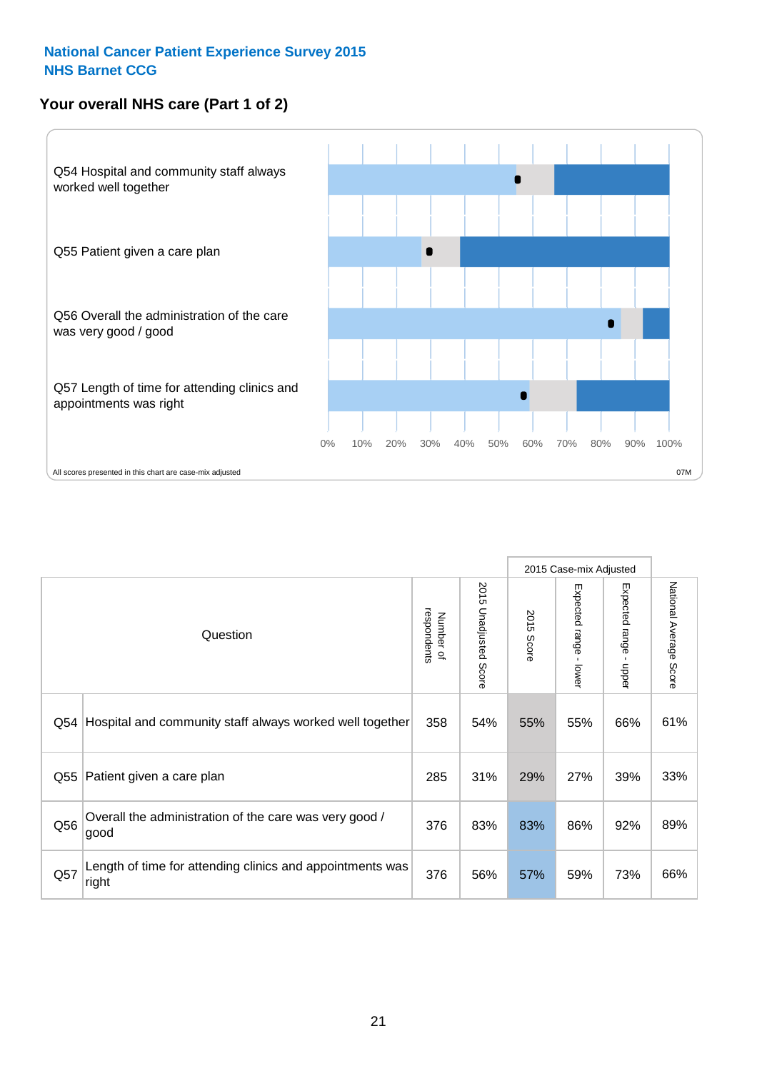**National Cancer Patient Experience Survey 2015**
**NHS Barnet CCG**

## Your overall NHS care (Part 1 of 2)

Q54 Hospital and community staff always worked well together

Q55 Patient given a care plan

Q56 Overall the administration of the care was very good / good

Q57 Length of time for attending clinics and appointments was right

0% 10% 20% 30% 40% 50% 60% 70% 80% 90% 100%

All scores presented in this chart are case-mix adjusted

07M

| | Question | Number of respondents | 2015 Unadjusted Score | 2015 Case-mix Adjusted | | | National Average Score |
|---|---|---|---|---|---|---|---|
| | | | | 2015 Score | Expected range - lower | Expected range - upper | |
| Q54 | Hospital and community staff always worked well together | 358 | 54% | 55% | 55% | 66% | 61% |
| Q55 | Patient given a care plan | 285 | 31% | 29% | 27% | 39% | 33% |
| Q56 | Overall the administration of the care was very good / good | 376 | 83% | 83% | 86% | 92% | 89% |
| Q57 | Length of time for attending clinics and appointments was right | 376 | 56% | 57% | 59% | 73% | 66% |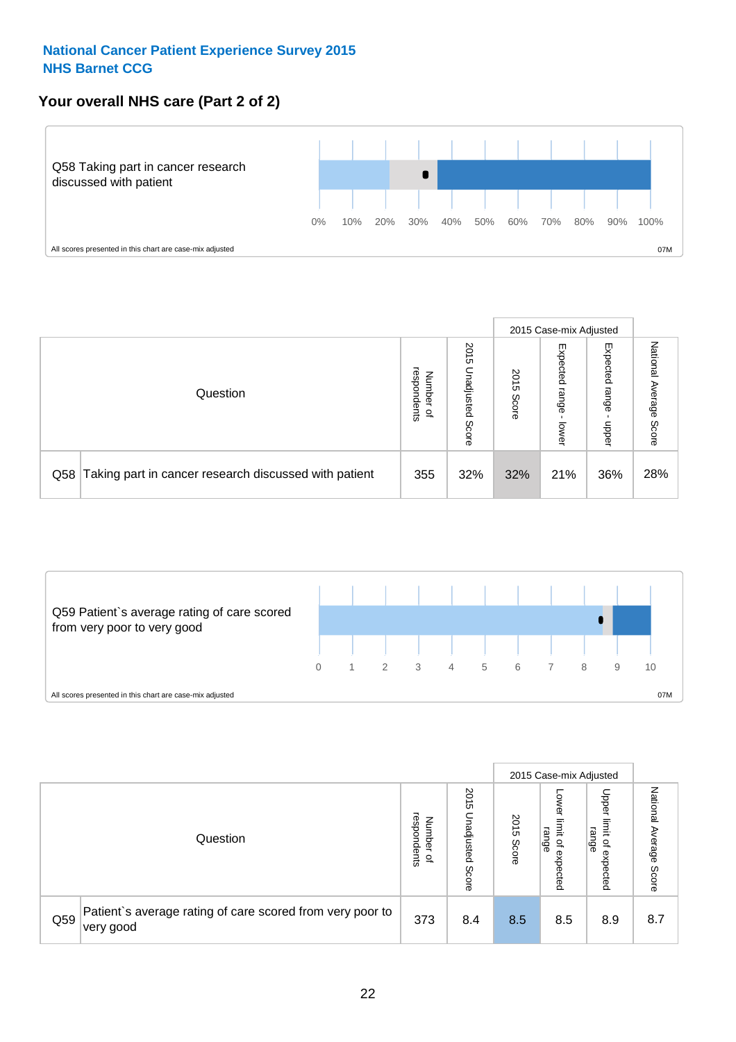**National Cancer Patient Experience Survey 2015**
**NHS Barnet CCG**

## Your overall NHS care (Part 2 of 2)

Q58 Taking part in cancer research discussed with patient

0% 10% 20% 30% 40% 50% 60% 70% 80% 90% 100%

All scores presented in this chart are case-mix adjusted

07M

| Question | | Number of respondents | 2015 Unadjusted Score | 2015 Case-mix Adjusted | | | National Average Score |
|---|---|---|---|---|---|---|---|
| | | | | 2015 Score | Expected range - lower | Expected range - upper | |
| Q58 | Taking part in cancer research discussed with patient | 355 | 32% | 32% | 21% | 36% | 28% |

Q59 Patient`s average rating of care scored from very poor to very good

0 1 2 3 4 5 6 7 8 9 10

All scores presented in this chart are case-mix adjusted

07M

| Question | | Number of respondents | 2015 Unadjusted Score | 2015 Case-mix Adjusted | | | National Average Score |
|---|---|---|---|---|---|---|---|
| | | | | 2015 Score | Lower limit of expected range | Upper limit of expected range | |
| Q59 | Patient`s average rating of care scored from very poor to very good | 373 | 8.4 | 8.5 | 8.5 | 8.9 | 8.7 |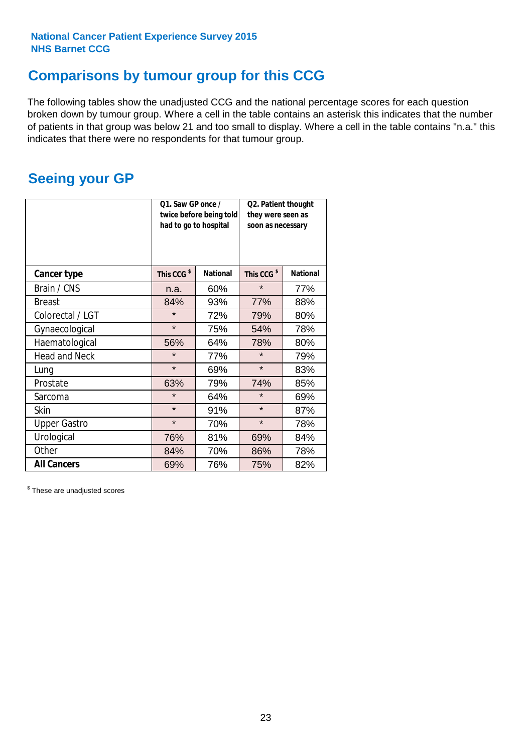**National Cancer Patient Experience Survey 2015**
**NHS Barnet CCG**

# Comparisons by tumour group for this CCG

The following tables show the unadjusted CCG and the national percentage scores for each question broken down by tumour group. Where a cell in the table contains an asterisk this indicates that the number of patients in that group was below 21 and too small to display. Where a cell in the table contains "n.a." this indicates that there were no respondents for that tumour group.

## Seeing your GP

| | Q1. Saw GP once / twice before being told had to go to hospital | | Q2. Patient thought they were seen as soon as necessary | |
|---|---|---|---|---|
| **Cancer type** | **This CCG $** | **National** | **This CCG $** | **National** |
| Brain / CNS | n.a. | 60% | * | 77% |
| Breast | 84% | 93% | 77% | 88% |
| Colorectal / LGT | * | 72% | 79% | 80% |
| Gynaecological | * | 75% | 54% | 78% |
| Haematological | 56% | 64% | 78% | 80% |
| Head and Neck | * | 77% | * | 79% |
| Lung | * | 69% | * | 83% |
| Prostate | 63% | 79% | 74% | 85% |
| Sarcoma | * | 64% | * | 69% |
| Skin | * | 91% | * | 87% |
| Upper Gastro | * | 70% | * | 78% |
| Urological | 76% | 81% | 69% | 84% |
| Other | 84% | 70% | 86% | 78% |
| **All Cancers** | 69% | 76% | 75% | 82% |

$ These are unadjusted scores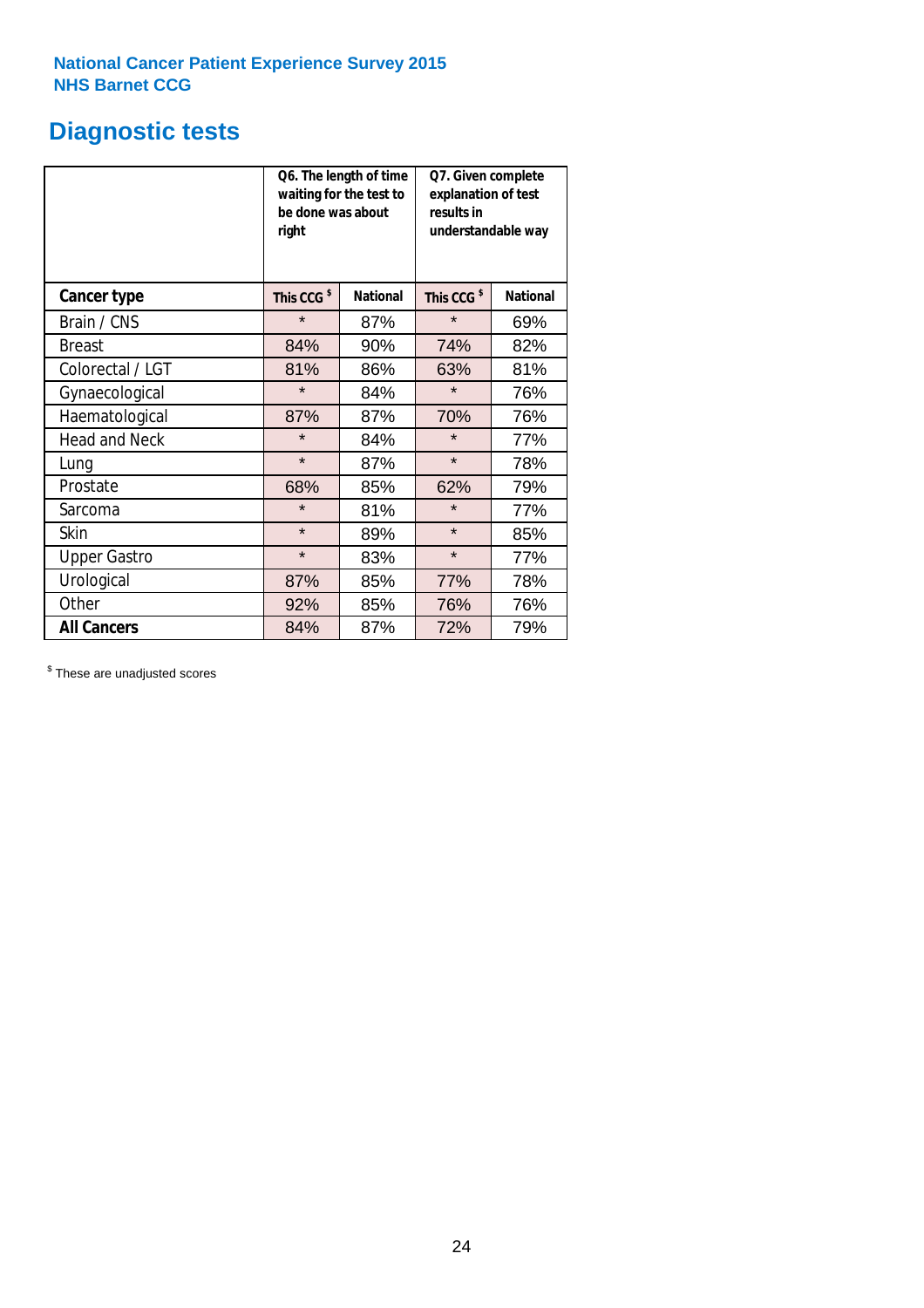National Cancer Patient Experience Survey 2015
NHS Barnet CCG

# Diagnostic tests

| | Q6. The length of time waiting for the test to be done was about right | | Q7. Given complete explanation of test results in understandable way | |
|---|---|---|---|---|
| **Cancer type** | **This CCG $** | **National** | **This CCG $** | **National** |
| Brain / CNS | * | 87% | * | 69% |
| Breast | 84% | 90% | 74% | 82% |
| Colorectal / LGT | 81% | 86% | 63% | 81% |
| Gynaecological | * | 84% | * | 76% |
| Haematological | 87% | 87% | 70% | 76% |
| Head and Neck | * | 84% | * | 77% |
| Lung | * | 87% | * | 78% |
| Prostate | 68% | 85% | 62% | 79% |
| Sarcoma | * | 81% | * | 77% |
| Skin | * | 89% | * | 85% |
| Upper Gastro | * | 83% | * | 77% |
| Urological | 87% | 85% | 77% | 78% |
| Other | 92% | 85% | 76% | 76% |
| **All Cancers** | 84% | 87% | 72% | 79% |

$ These are unadjusted scores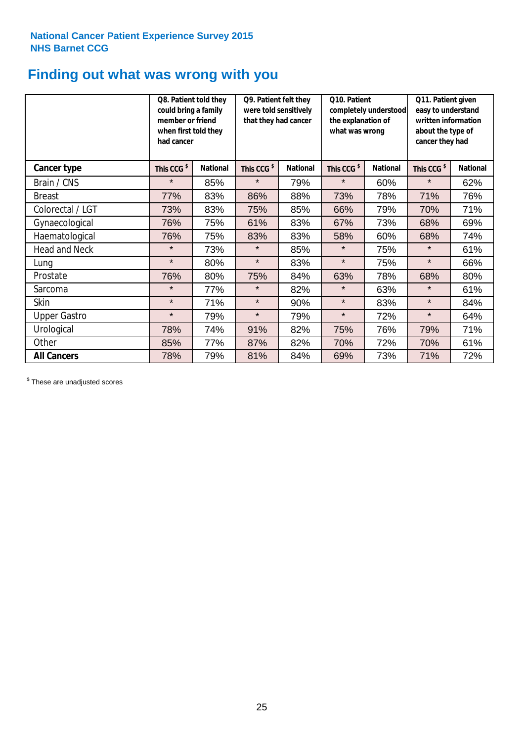National Cancer Patient Experience Survey 2015
NHS Barnet CCG

# Finding out what was wrong with you

| | Q8. Patient told they could bring a family member or friend when first told they had cancer | | Q9. Patient felt they were told sensitively that they had cancer | | Q10. Patient completely understood the explanation of what was wrong | | Q11. Patient given easy to understand written information about the type of cancer they had | |
|---|---|---|---|---|---|---|---|---|
| **Cancer type** | This CCG $ | National | This CCG $ | National | This CCG $ | National | This CCG $ | National |
| Brain / CNS | * | 85% | * | 79% | * | 60% | * | 62% |
| Breast | 77% | 83% | 86% | 88% | 73% | 78% | 71% | 76% |
| Colorectal / LGT | 73% | 83% | 75% | 85% | 66% | 79% | 70% | 71% |
| Gynaecological | 76% | 75% | 61% | 83% | 67% | 73% | 68% | 69% |
| Haematological | 76% | 75% | 83% | 83% | 58% | 60% | 68% | 74% |
| Head and Neck | * | 73% | * | 85% | * | 75% | * | 61% |
| Lung | * | 80% | * | 83% | * | 75% | * | 66% |
| Prostate | 76% | 80% | 75% | 84% | 63% | 78% | 68% | 80% |
| Sarcoma | * | 77% | * | 82% | * | 63% | * | 61% |
| Skin | * | 71% | * | 90% | * | 83% | * | 84% |
| Upper Gastro | * | 79% | * | 79% | * | 72% | * | 64% |
| Urological | 78% | 74% | 91% | 82% | 75% | 76% | 79% | 71% |
| Other | 85% | 77% | 87% | 82% | 70% | 72% | 70% | 61% |
| **All Cancers** | 78% | 79% | 81% | 84% | 69% | 73% | 71% | 72% |

$ These are unadjusted scores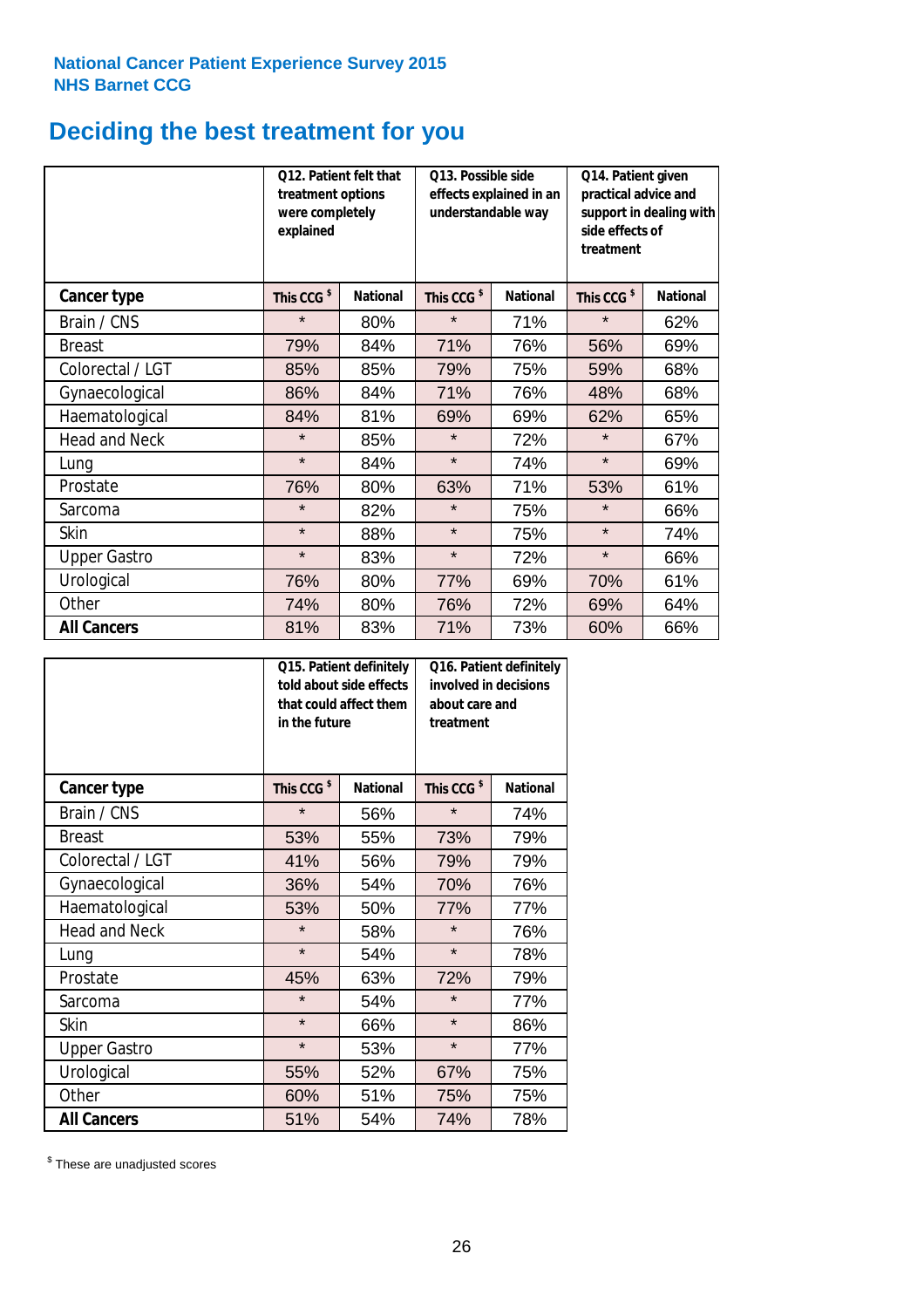**National Cancer Patient Experience Survey 2015**
**NHS Barnet CCG**

# Deciding the best treatment for you

| | Q12. Patient felt that treatment options were completely explained | | Q13. Possible side effects explained in an understandable way | | Q14. Patient given practical advice and support in dealing with side effects of treatment | |
|---|---|---|---|---|---|---|
| **Cancer type** | **This CCG $** | **National** | **This CCG $** | **National** | **This CCG $** | **National** |
| Brain / CNS | * | 80% | * | 71% | * | 62% |
| Breast | 79% | 84% | 71% | 76% | 56% | 69% |
| Colorectal / LGT | 85% | 85% | 79% | 75% | 59% | 68% |
| Gynaecological | 86% | 84% | 71% | 76% | 48% | 68% |
| Haematological | 84% | 81% | 69% | 69% | 62% | 65% |
| Head and Neck | * | 85% | * | 72% | * | 67% |
| Lung | * | 84% | * | 74% | * | 69% |
| Prostate | 76% | 80% | 63% | 71% | 53% | 61% |
| Sarcoma | * | 82% | * | 75% | * | 66% |
| Skin | * | 88% | * | 75% | * | 74% |
| Upper Gastro | * | 83% | * | 72% | * | 66% |
| Urological | 76% | 80% | 77% | 69% | 70% | 61% |
| Other | 74% | 80% | 76% | 72% | 69% | 64% |
| **All Cancers** | 81% | 83% | 71% | 73% | 60% | 66% |

| | Q15. Patient definitely told about side effects that could affect them in the future | | Q16. Patient definitely involved in decisions about care and treatment | |
|---|---|---|---|---|
| **Cancer type** | **This CCG $** | **National** | **This CCG $** | **National** |
| Brain / CNS | * | 56% | * | 74% |
| Breast | 53% | 55% | 73% | 79% |
| Colorectal / LGT | 41% | 56% | 79% | 79% |
| Gynaecological | 36% | 54% | 70% | 76% |
| Haematological | 53% | 50% | 77% | 77% |
| Head and Neck | * | 58% | * | 76% |
| Lung | * | 54% | * | 78% |
| Prostate | 45% | 63% | 72% | 79% |
| Sarcoma | * | 54% | * | 77% |
| Skin | * | 66% | * | 86% |
| Upper Gastro | * | 53% | * | 77% |
| Urological | 55% | 52% | 67% | 75% |
| Other | 60% | 51% | 75% | 75% |
| **All Cancers** | 51% | 54% | 74% | 78% |

$ These are unadjusted scores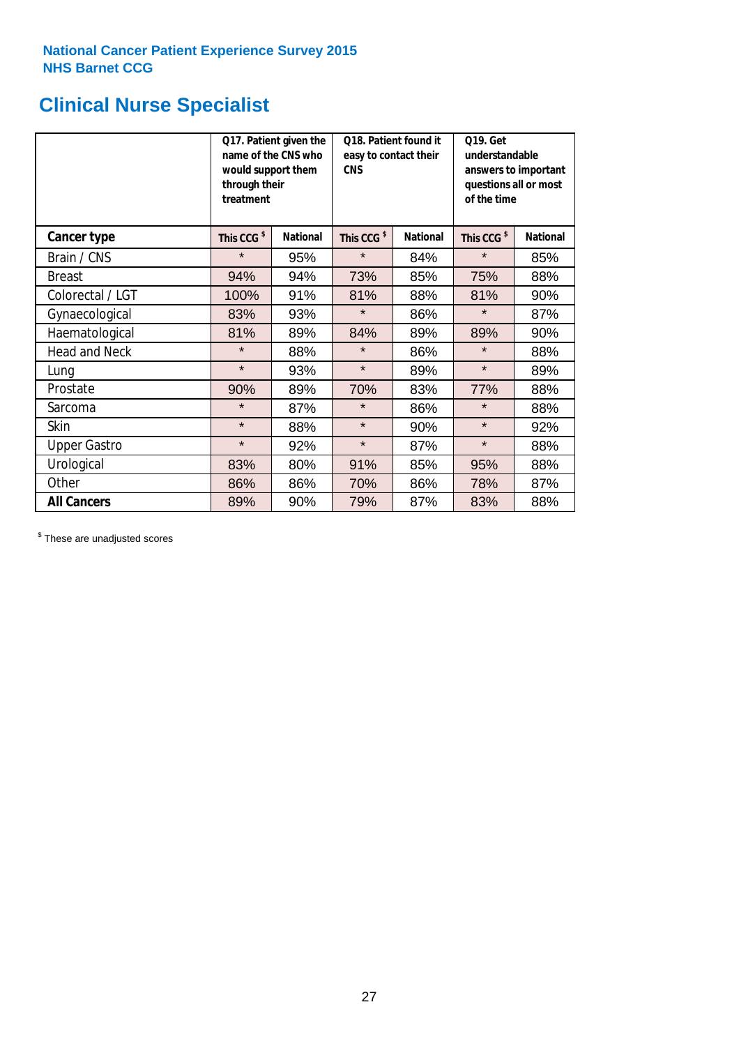**National Cancer Patient Experience Survey 2015**
**NHS Barnet CCG**

# Clinical Nurse Specialist

| | Q17. Patient given the name of the CNS who would support them through their treatment | | Q18. Patient found it easy to contact their CNS | | Q19. Get understandable answers to important questions all or most of the time | |
|---|---|---|---|---|---|---|
| **Cancer type** | **This CCG $** | **National** | **This CCG $** | **National** | **This CCG $** | **National** |
| Brain / CNS | * | 95% | * | 84% | * | 85% |
| Breast | 94% | 94% | 73% | 85% | 75% | 88% |
| Colorectal / LGT | 100% | 91% | 81% | 88% | 81% | 90% |
| Gynaecological | 83% | 93% | * | 86% | * | 87% |
| Haematological | 81% | 89% | 84% | 89% | 89% | 90% |
| Head and Neck | * | 88% | * | 86% | * | 88% |
| Lung | * | 93% | * | 89% | * | 89% |
| Prostate | 90% | 89% | 70% | 83% | 77% | 88% |
| Sarcoma | * | 87% | * | 86% | * | 88% |
| Skin | * | 88% | * | 90% | * | 92% |
| Upper Gastro | * | 92% | * | 87% | * | 88% |
| Urological | 83% | 80% | 91% | 85% | 95% | 88% |
| Other | 86% | 86% | 70% | 86% | 78% | 87% |
| **All Cancers** | 89% | 90% | 79% | 87% | 83% | 88% |

$ These are unadjusted scores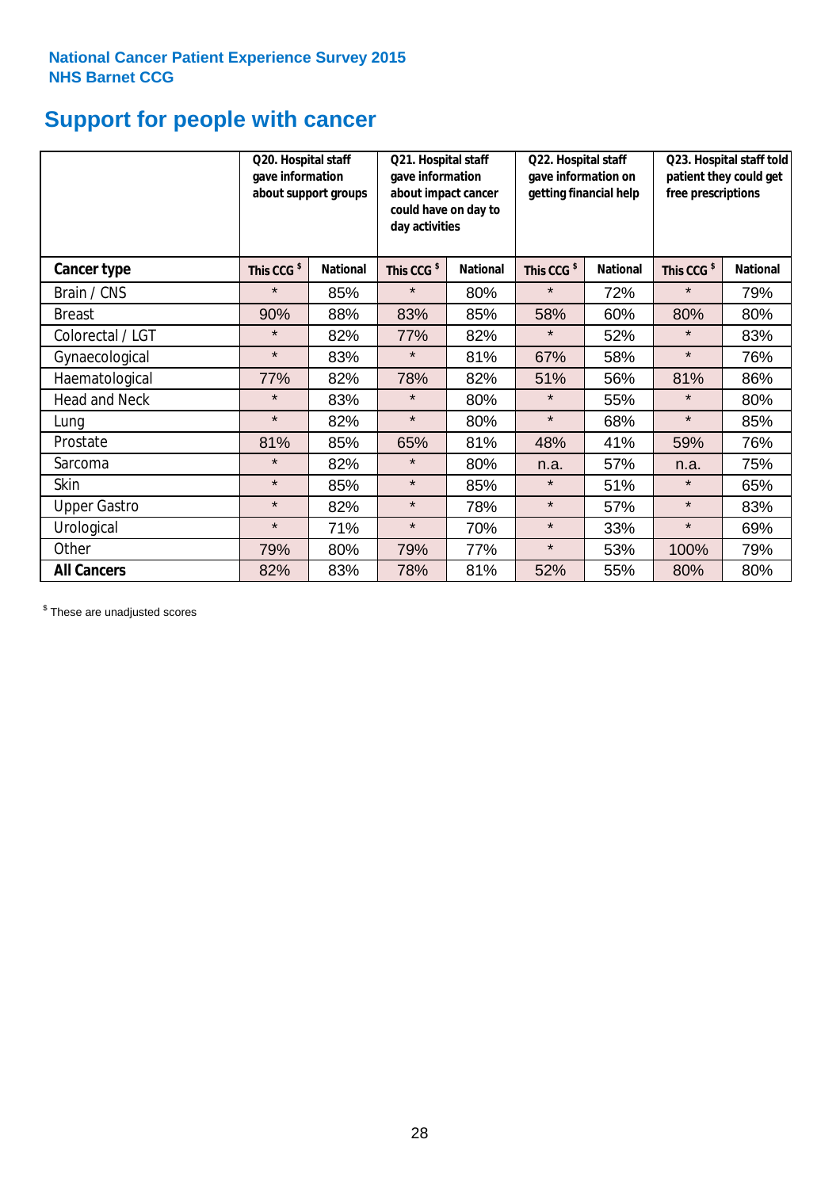National Cancer Patient Experience Survey 2015
NHS Barnet CCG

# Support for people with cancer

| | Q20. Hospital staff gave information about support groups | | Q21. Hospital staff gave information about impact cancer could have on day to day activities | | Q22. Hospital staff gave information on getting financial help | | Q23. Hospital staff told patient they could get free prescriptions | |
|---|---|---|---|---|---|---|---|---|
| **Cancer type** | **This CCG $** | **National** | **This CCG $** | **National** | **This CCG $** | **National** | **This CCG $** | **National** |
| Brain / CNS | * | 85% | * | 80% | * | 72% | * | 79% |
| Breast | 90% | 88% | 83% | 85% | 58% | 60% | 80% | 80% |
| Colorectal / LGT | * | 82% | 77% | 82% | * | 52% | * | 83% |
| Gynaecological | * | 83% | * | 81% | 67% | 58% | * | 76% |
| Haematological | 77% | 82% | 78% | 82% | 51% | 56% | 81% | 86% |
| Head and Neck | * | 83% | * | 80% | * | 55% | * | 80% |
| Lung | * | 82% | * | 80% | * | 68% | * | 85% |
| Prostate | 81% | 85% | 65% | 81% | 48% | 41% | 59% | 76% |
| Sarcoma | * | 82% | * | 80% | n.a. | 57% | n.a. | 75% |
| Skin | * | 85% | * | 85% | * | 51% | * | 65% |
| Upper Gastro | * | 82% | * | 78% | * | 57% | * | 83% |
| Urological | * | 71% | * | 70% | * | 33% | * | 69% |
| Other | 79% | 80% | 79% | 77% | * | 53% | 100% | 79% |
| **All Cancers** | 82% | 83% | 78% | 81% | 52% | 55% | 80% | 80% |

$ These are unadjusted scores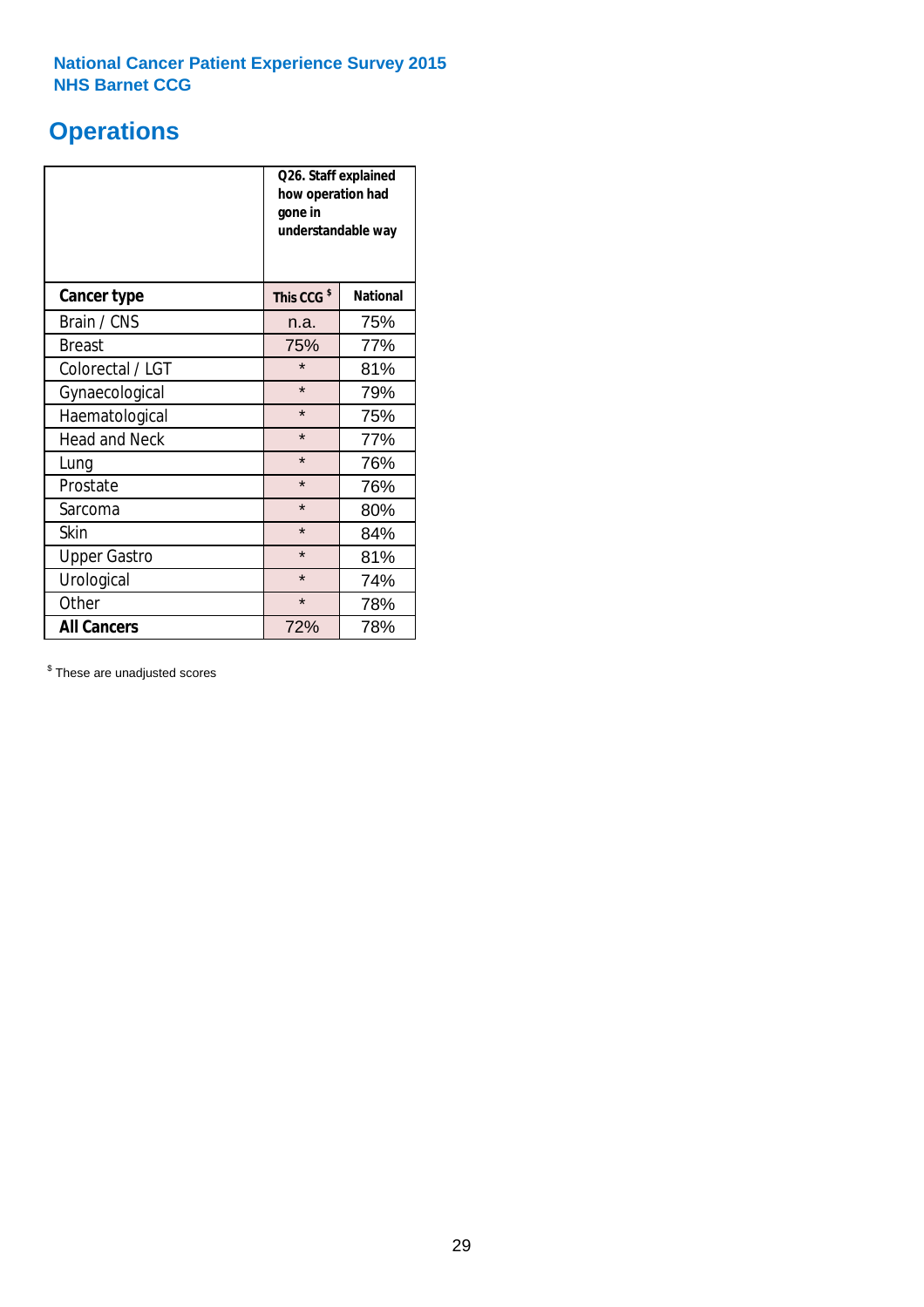National Cancer Patient Experience Survey 2015
NHS Barnet CCG

# Operations

| | Q26. Staff explained how operation had gone in understandable way | |
|---|---|---|
| **Cancer type** | **This CCG $** | **National** |
| Brain / CNS | n.a. | 75% |
| Breast | 75% | 77% |
| Colorectal / LGT | * | 81% |
| Gynaecological | * | 79% |
| Haematological | * | 75% |
| Head and Neck | * | 77% |
| Lung | * | 76% |
| Prostate | * | 76% |
| Sarcoma | * | 80% |
| Skin | * | 84% |
| Upper Gastro | * | 81% |
| Urological | * | 74% |
| Other | * | 78% |
| **All Cancers** | 72% | 78% |

$ These are unadjusted scores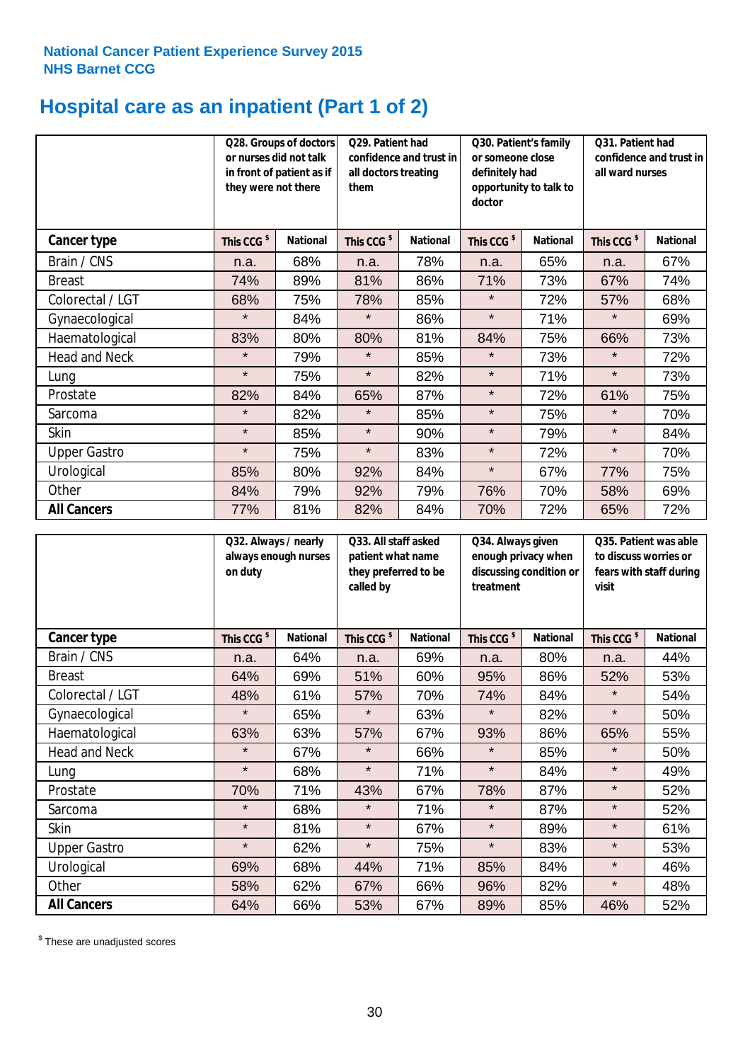**National Cancer Patient Experience Survey 2015**
**NHS Barnet CCG**

# Hospital care as an inpatient (Part 1 of 2)

| | Q28. Groups of doctors or nurses did not talk in front of patient as if they were not there | | Q29. Patient had confidence and trust in all doctors treating them | | Q30. Patient's family or someone close definitely had opportunity to talk to doctor | | Q31. Patient had confidence and trust in all ward nurses | |
|---|---|---|---|---|---|---|---|---|
| **Cancer type** | **This CCG $** | **National** | **This CCG $** | **National** | **This CCG $** | **National** | **This CCG $** | **National** |
| Brain / CNS | n.a. | 68% | n.a. | 78% | n.a. | 65% | n.a. | 67% |
| Breast | 74% | 89% | 81% | 86% | 71% | 73% | 67% | 74% |
| Colorectal / LGT | 68% | 75% | 78% | 85% | * | 72% | 57% | 68% |
| Gynaecological | * | 84% | * | 86% | * | 71% | * | 69% |
| Haematological | 83% | 80% | 80% | 81% | 84% | 75% | 66% | 73% |
| Head and Neck | * | 79% | * | 85% | * | 73% | * | 72% |
| Lung | * | 75% | * | 82% | * | 71% | * | 73% |
| Prostate | 82% | 84% | 65% | 87% | * | 72% | 61% | 75% |
| Sarcoma | * | 82% | * | 85% | * | 75% | * | 70% |
| Skin | * | 85% | * | 90% | * | 79% | * | 84% |
| Upper Gastro | * | 75% | * | 83% | * | 72% | * | 70% |
| Urological | 85% | 80% | 92% | 84% | * | 67% | 77% | 75% |
| Other | 84% | 79% | 92% | 79% | 76% | 70% | 58% | 69% |
| **All Cancers** | 77% | 81% | 82% | 84% | 70% | 72% | 65% | 72% |

| | Q32. Always / nearly always enough nurses on duty | | Q33. All staff asked patient what name they preferred to be called by | | Q34. Always given enough privacy when discussing condition or treatment | | Q35. Patient was able to discuss worries or fears with staff during visit | |
|---|---|---|---|---|---|---|---|---|
| **Cancer type** | **This CCG $** | **National** | **This CCG $** | **National** | **This CCG $** | **National** | **This CCG $** | **National** |
| Brain / CNS | n.a. | 64% | n.a. | 69% | n.a. | 80% | n.a. | 44% |
| Breast | 64% | 69% | 51% | 60% | 95% | 86% | 52% | 53% |
| Colorectal / LGT | 48% | 61% | 57% | 70% | 74% | 84% | * | 54% |
| Gynaecological | * | 65% | * | 63% | * | 82% | * | 50% |
| Haematological | 63% | 63% | 57% | 67% | 93% | 86% | 65% | 55% |
| Head and Neck | * | 67% | * | 66% | * | 85% | * | 50% |
| Lung | * | 68% | * | 71% | * | 84% | * | 49% |
| Prostate | 70% | 71% | 43% | 67% | 78% | 87% | * | 52% |
| Sarcoma | * | 68% | * | 71% | * | 87% | * | 52% |
| Skin | * | 81% | * | 67% | * | 89% | * | 61% |
| Upper Gastro | * | 62% | * | 75% | * | 83% | * | 53% |
| Urological | 69% | 68% | 44% | 71% | 85% | 84% | * | 46% |
| Other | 58% | 62% | 67% | 66% | 96% | 82% | * | 48% |
| **All Cancers** | 64% | 66% | 53% | 67% | 89% | 85% | 46% | 52% |

$ These are unadjusted scores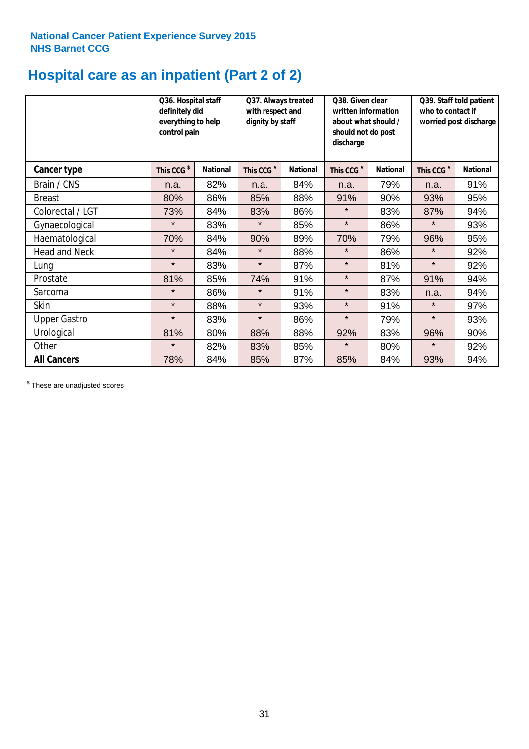**National Cancer Patient Experience Survey 2015**
**NHS Barnet CCG**

# Hospital care as an inpatient (Part 2 of 2)

| | Q36. Hospital staff definitely did everything to help control pain | | Q37. Always treated with respect and dignity by staff | | Q38. Given clear written information about what should / should not do post discharge | | Q39. Staff told patient who to contact if worried post discharge | |
|---|---|---|---|---|---|---|---|---|
| **Cancer type** | This CCG $ | National | This CCG $ | National | This CCG $ | National | This CCG $ | National |
| Brain / CNS | n.a. | 82% | n.a. | 84% | n.a. | 79% | n.a. | 91% |
| Breast | 80% | 86% | 85% | 88% | 91% | 90% | 93% | 95% |
| Colorectal / LGT | 73% | 84% | 83% | 86% | * | 83% | 87% | 94% |
| Gynaecological | * | 83% | * | 85% | * | 86% | * | 93% |
| Haematological | 70% | 84% | 90% | 89% | 70% | 79% | 96% | 95% |
| Head and Neck | * | 84% | * | 88% | * | 86% | * | 92% |
| Lung | * | 83% | * | 87% | * | 81% | * | 92% |
| Prostate | 81% | 85% | 74% | 91% | * | 87% | 91% | 94% |
| Sarcoma | * | 86% | * | 91% | * | 83% | n.a. | 94% |
| Skin | * | 88% | * | 93% | * | 91% | * | 97% |
| Upper Gastro | * | 83% | * | 86% | * | 79% | * | 93% |
| Urological | 81% | 80% | 88% | 88% | 92% | 83% | 96% | 90% |
| Other | * | 82% | 83% | 85% | * | 80% | * | 92% |
| **All Cancers** | 78% | 84% | 85% | 87% | 85% | 84% | 93% | 94% |

$ These are unadjusted scores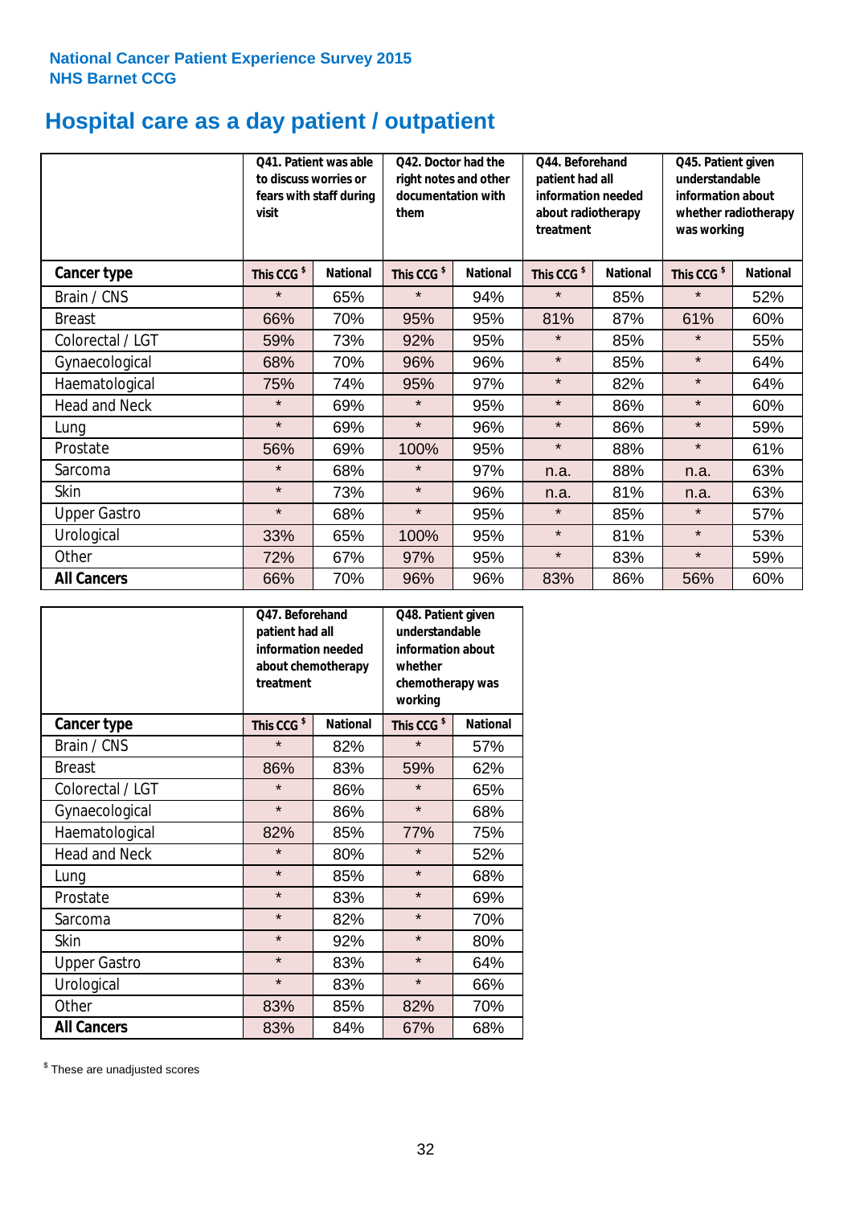**National Cancer Patient Experience Survey 2015**
**NHS Barnet CCG**

# Hospital care as a day patient / outpatient

| | Q41. Patient was able to discuss worries or fears with staff during visit | | Q42. Doctor had the right notes and other documentation with them | | Q44. Beforehand patient had all information needed about radiotherapy treatment | | Q45. Patient given understandable information about whether radiotherapy was working | |
|---|---|---|---|---|---|---|---|---|
| **Cancer type** | **This CCG $** | **National** | **This CCG $** | **National** | **This CCG $** | **National** | **This CCG $** | **National** |
| Brain / CNS | * | 65% | * | 94% | * | 85% | * | 52% |
| Breast | 66% | 70% | 95% | 95% | 81% | 87% | 61% | 60% |
| Colorectal / LGT | 59% | 73% | 92% | 95% | * | 85% | * | 55% |
| Gynaecological | 68% | 70% | 96% | 96% | * | 85% | * | 64% |
| Haematological | 75% | 74% | 95% | 97% | * | 82% | * | 64% |
| Head and Neck | * | 69% | * | 95% | * | 86% | * | 60% |
| Lung | * | 69% | * | 96% | * | 86% | * | 59% |
| Prostate | 56% | 69% | 100% | 95% | * | 88% | * | 61% |
| Sarcoma | * | 68% | * | 97% | n.a. | 88% | n.a. | 63% |
| Skin | * | 73% | * | 96% | n.a. | 81% | n.a. | 63% |
| Upper Gastro | * | 68% | * | 95% | * | 85% | * | 57% |
| Urological | 33% | 65% | 100% | 95% | * | 81% | * | 53% |
| Other | 72% | 67% | 97% | 95% | * | 83% | * | 59% |
| **All Cancers** | 66% | 70% | 96% | 96% | 83% | 86% | 56% | 60% |

| | Q47. Beforehand patient had all information needed about chemotherapy treatment | | Q48. Patient given understandable information about whether chemotherapy was working | |
|---|---|---|---|---|
| **Cancer type** | **This CCG $** | **National** | **This CCG $** | **National** |
| Brain / CNS | * | 82% | * | 57% |
| Breast | 86% | 83% | 59% | 62% |
| Colorectal / LGT | * | 86% | * | 65% |
| Gynaecological | * | 86% | * | 68% |
| Haematological | 82% | 85% | 77% | 75% |
| Head and Neck | * | 80% | * | 52% |
| Lung | * | 85% | * | 68% |
| Prostate | * | 83% | * | 69% |
| Sarcoma | * | 82% | * | 70% |
| Skin | * | 92% | * | 80% |
| Upper Gastro | * | 83% | * | 64% |
| Urological | * | 83% | * | 66% |
| Other | 83% | 85% | 82% | 70% |
| **All Cancers** | 83% | 84% | 67% | 68% |

$ These are unadjusted scores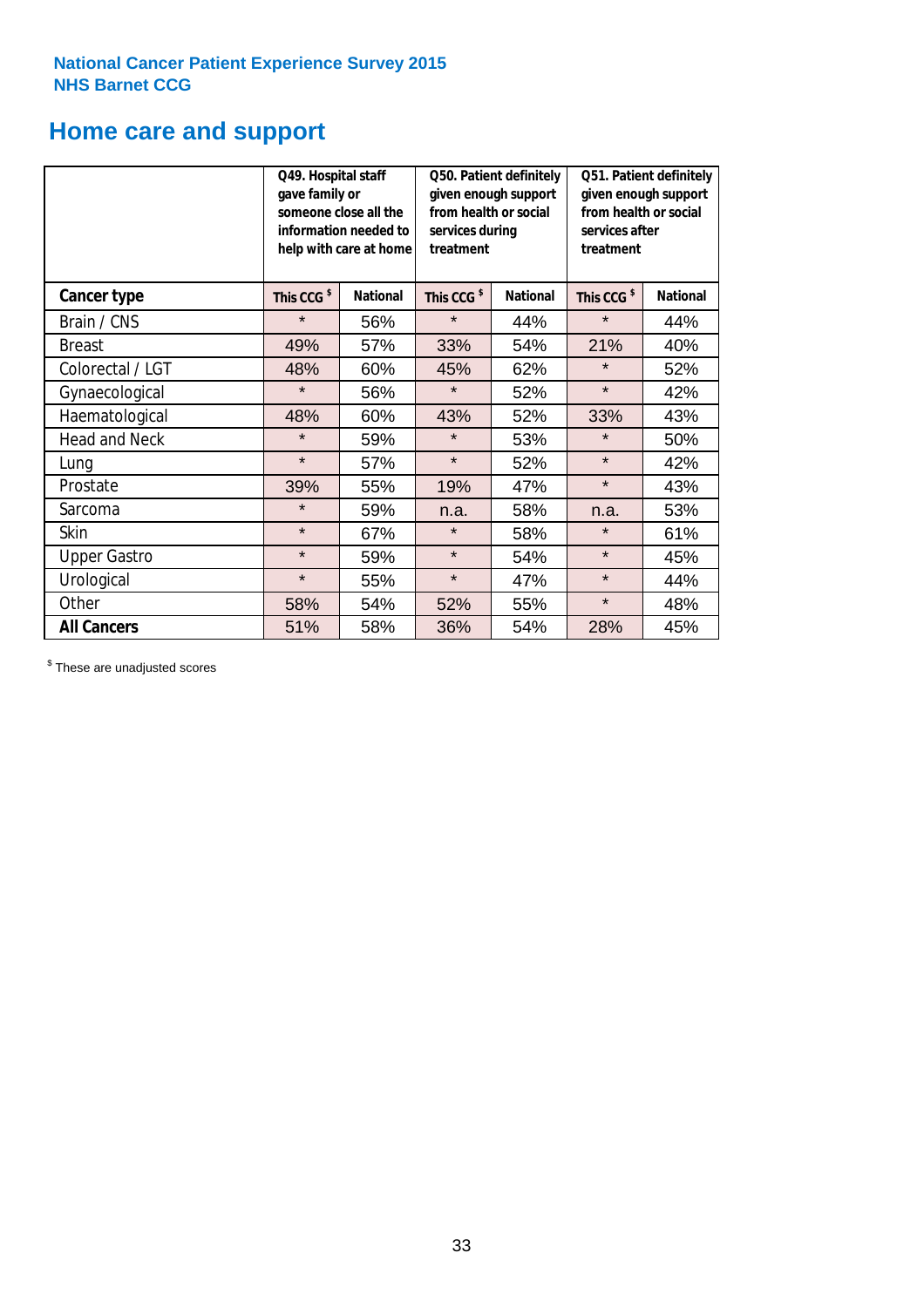**National Cancer Patient Experience Survey 2015**
**NHS Barnet CCG**

# Home care and support

| | Q49. Hospital staff gave family or someone close all the information needed to help with care at home | | Q50. Patient definitely given enough support from health or social services during treatment | | Q51. Patient definitely given enough support from health or social services after treatment | |
|---|---|---|---|---|---|---|
| **Cancer type** | **This CCG $** | **National** | **This CCG $** | **National** | **This CCG $** | **National** |
| Brain / CNS | * | 56% | * | 44% | * | 44% |
| Breast | 49% | 57% | 33% | 54% | 21% | 40% |
| Colorectal / LGT | 48% | 60% | 45% | 62% | * | 52% |
| Gynaecological | * | 56% | * | 52% | * | 42% |
| Haematological | 48% | 60% | 43% | 52% | 33% | 43% |
| Head and Neck | * | 59% | * | 53% | * | 50% |
| Lung | * | 57% | * | 52% | * | 42% |
| Prostate | 39% | 55% | 19% | 47% | * | 43% |
| Sarcoma | * | 59% | n.a. | 58% | n.a. | 53% |
| Skin | * | 67% | * | 58% | * | 61% |
| Upper Gastro | * | 59% | * | 54% | * | 45% |
| Urological | * | 55% | * | 47% | * | 44% |
| Other | 58% | 54% | 52% | 55% | * | 48% |
| **All Cancers** | 51% | 58% | 36% | 54% | 28% | 45% |

$ These are unadjusted scores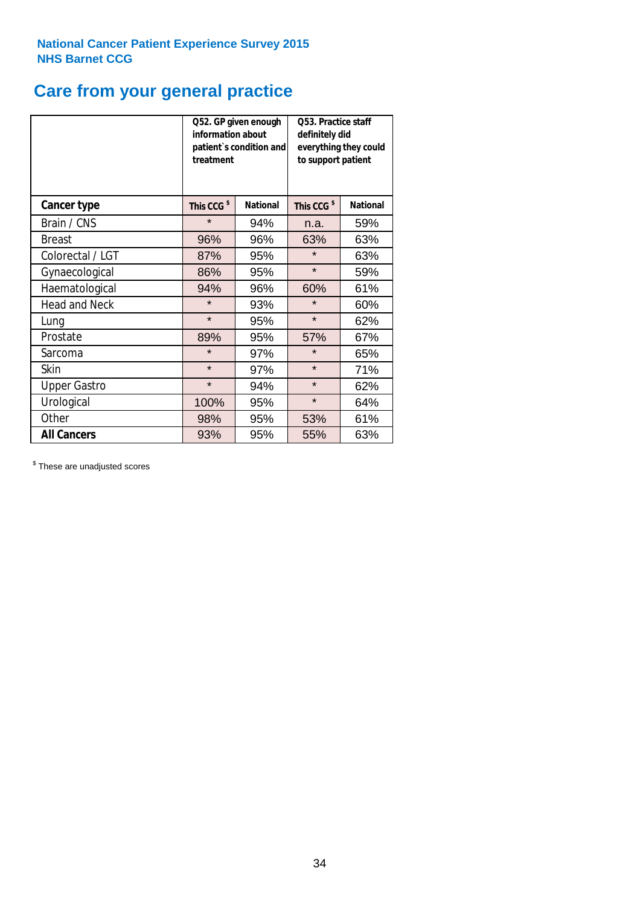**National Cancer Patient Experience Survey 2015**
**NHS Barnet CCG**

# Care from your general practice

| | Q52. GP given enough information about patient`s condition and treatment | | Q53. Practice staff definitely did everything they could to support patient | |
|---|---|---|---|---|
| **Cancer type** | **This CCG $** | **National** | **This CCG $** | **National** |
| Brain / CNS | * | 94% | n.a. | 59% |
| Breast | 96% | 96% | 63% | 63% |
| Colorectal / LGT | 87% | 95% | * | 63% |
| Gynaecological | 86% | 95% | * | 59% |
| Haematological | 94% | 96% | 60% | 61% |
| Head and Neck | * | 93% | * | 60% |
| Lung | * | 95% | * | 62% |
| Prostate | 89% | 95% | 57% | 67% |
| Sarcoma | * | 97% | * | 65% |
| Skin | * | 97% | * | 71% |
| Upper Gastro | * | 94% | * | 62% |
| Urological | 100% | 95% | * | 64% |
| Other | 98% | 95% | 53% | 61% |
| **All Cancers** | 93% | 95% | 55% | 63% |

$ These are unadjusted scores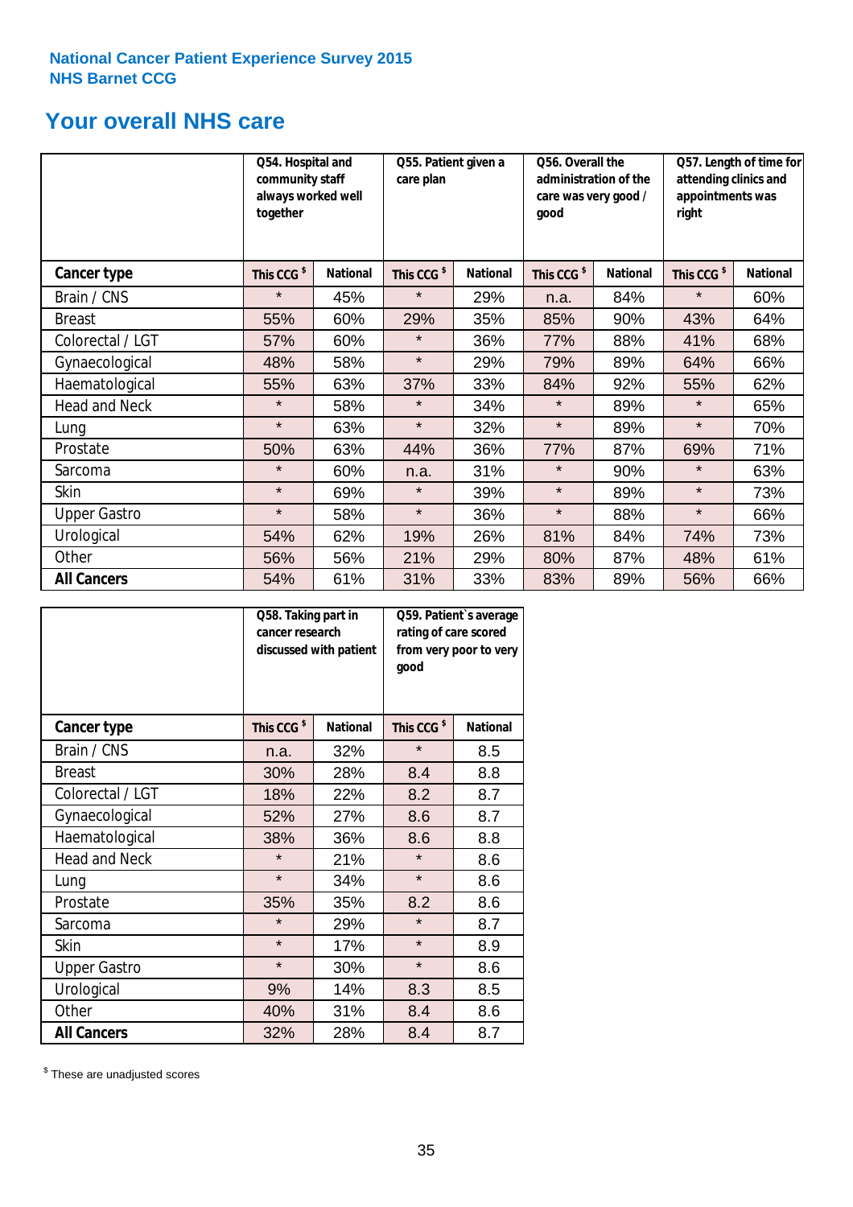National Cancer Patient Experience Survey 2015
NHS Barnet CCG

## Your overall NHS care

| | Q54. Hospital and community staff always worked well together | | Q55. Patient given a care plan | | Q56. Overall the administration of the care was very good / good | | Q57. Length of time for attending clinics and appointments was right | |
|---|---|---|---|---|---|---|---|---|
| **Cancer type** | This CCG $ | National | This CCG $ | National | This CCG $ | National | This CCG $ | National |
| Brain / CNS | * | 45% | * | 29% | n.a. | 84% | * | 60% |
| Breast | 55% | 60% | 29% | 35% | 85% | 90% | 43% | 64% |
| Colorectal / LGT | 57% | 60% | * | 36% | 77% | 88% | 41% | 68% |
| Gynaecological | 48% | 58% | * | 29% | 79% | 89% | 64% | 66% |
| Haematological | 55% | 63% | 37% | 33% | 84% | 92% | 55% | 62% |
| Head and Neck | * | 58% | * | 34% | * | 89% | * | 65% |
| Lung | * | 63% | * | 32% | * | 89% | * | 70% |
| Prostate | 50% | 63% | 44% | 36% | 77% | 87% | 69% | 71% |
| Sarcoma | * | 60% | n.a. | 31% | * | 90% | * | 63% |
| Skin | * | 69% | * | 39% | * | 89% | * | 73% |
| Upper Gastro | * | 58% | * | 36% | * | 88% | * | 66% |
| Urological | 54% | 62% | 19% | 26% | 81% | 84% | 74% | 73% |
| Other | 56% | 56% | 21% | 29% | 80% | 87% | 48% | 61% |
| **All Cancers** | 54% | 61% | 31% | 33% | 83% | 89% | 56% | 66% |

| | Q58. Taking part in cancer research discussed with patient | | Q59. Patient`s average rating of care scored from very poor to very good | |
|---|---|---|---|---|
| **Cancer type** | This CCG $ | National | This CCG $ | National |
| Brain / CNS | n.a. | 32% | * | 8.5 |
| Breast | 30% | 28% | 8.4 | 8.8 |
| Colorectal / LGT | 18% | 22% | 8.2 | 8.7 |
| Gynaecological | 52% | 27% | 8.6 | 8.7 |
| Haematological | 38% | 36% | 8.6 | 8.8 |
| Head and Neck | * | 21% | * | 8.6 |
| Lung | * | 34% | * | 8.6 |
| Prostate | 35% | 35% | 8.2 | 8.6 |
| Sarcoma | * | 29% | * | 8.7 |
| Skin | * | 17% | * | 8.9 |
| Upper Gastro | * | 30% | * | 8.6 |
| Urological | 9% | 14% | 8.3 | 8.5 |
| Other | 40% | 31% | 8.4 | 8.6 |
| **All Cancers** | 32% | 28% | 8.4 | 8.7 |

$ These are unadjusted scores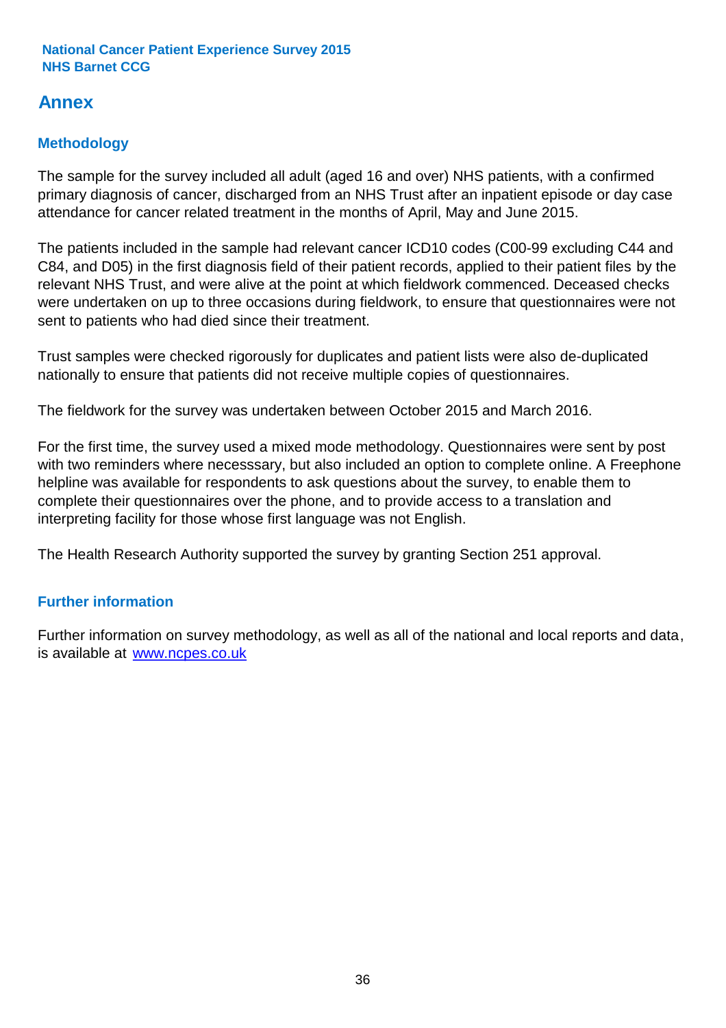## Annex

### Methodology

The sample for the survey included all adult (aged 16 and over) NHS patients, with a confirmed primary diagnosis of cancer, discharged from an NHS Trust after an inpatient episode or day case attendance for cancer related treatment in the months of April, May and June 2015.

The patients included in the sample had relevant cancer ICD10 codes (C00-99 excluding C44 and C84, and D05) in the first diagnosis field of their patient records, applied to their patient files by the relevant NHS Trust, and were alive at the point at which fieldwork commenced. Deceased checks were undertaken on up to three occasions during fieldwork, to ensure that questionnaires were not sent to patients who had died since their treatment.

Trust samples were checked rigorously for duplicates and patient lists were also de-duplicated nationally to ensure that patients did not receive multiple copies of questionnaires.

The fieldwork for the survey was undertaken between October 2015 and March 2016.

For the first time, the survey used a mixed mode methodology. Questionnaires were sent by post with two reminders where necesssary, but also included an option to complete online. A Freephone helpline was available for respondents to ask questions about the survey, to enable them to complete their questionnaires over the phone, and to provide access to a translation and interpreting facility for those whose first language was not English.

The Health Research Authority supported the survey by granting Section 251 approval.

### Further information

Further information on survey methodology, as well as all of the national and local reports and data, is available at [www.ncpes.co.uk](http://www.ncpes.co.uk)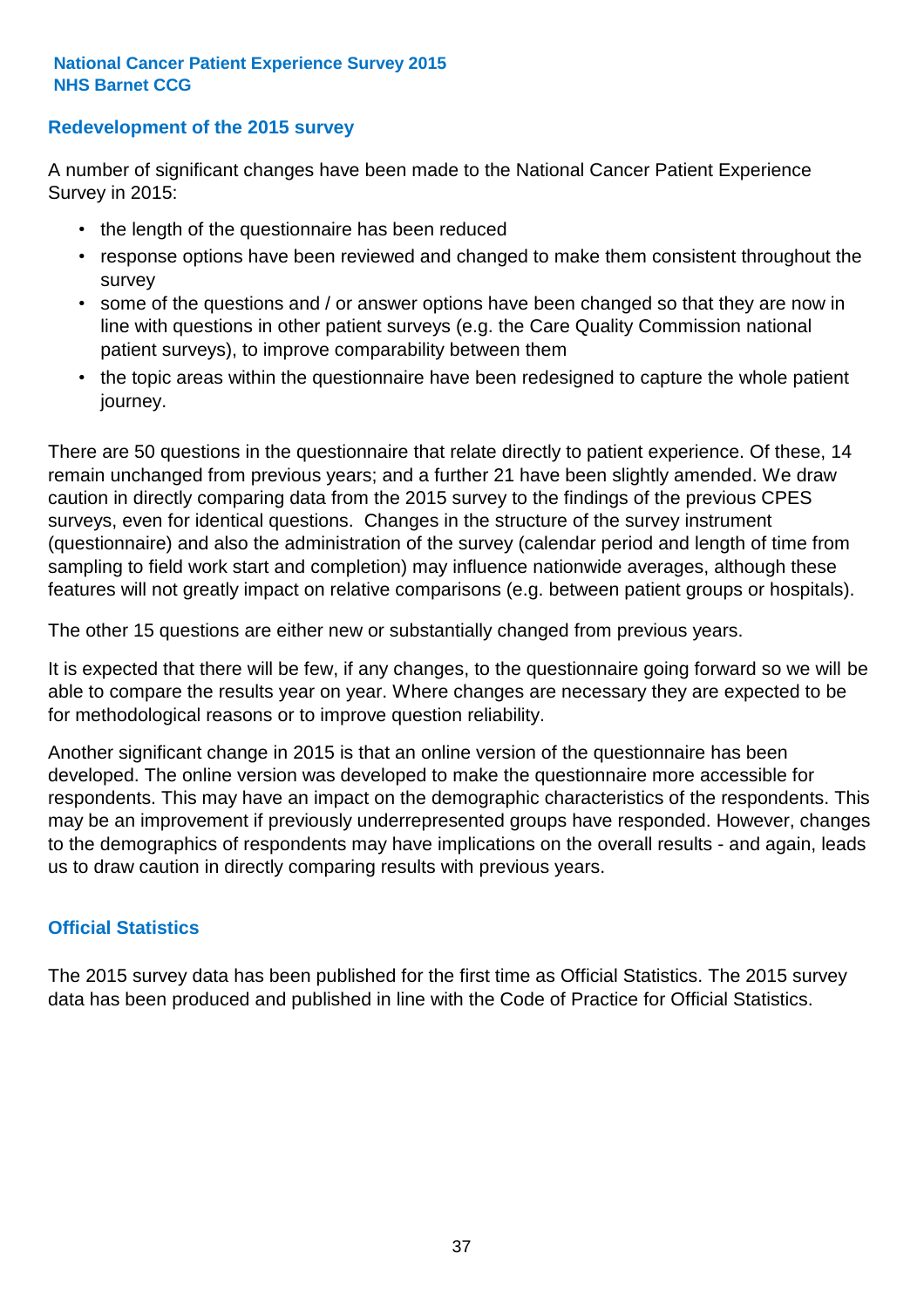## Redevelopment of the 2015 survey

A number of significant changes have been made to the National Cancer Patient Experience Survey in 2015:

- the length of the questionnaire has been reduced
- response options have been reviewed and changed to make them consistent throughout the survey
- some of the questions and / or answer options have been changed so that they are now in line with questions in other patient surveys (e.g. the Care Quality Commission national patient surveys), to improve comparability between them
- the topic areas within the questionnaire have been redesigned to capture the whole patient journey.

There are 50 questions in the questionnaire that relate directly to patient experience. Of these, 14 remain unchanged from previous years; and a further 21 have been slightly amended. We draw caution in directly comparing data from the 2015 survey to the findings of the previous CPES surveys, even for identical questions. Changes in the structure of the survey instrument (questionnaire) and also the administration of the survey (calendar period and length of time from sampling to field work start and completion) may influence nationwide averages, although these features will not greatly impact on relative comparisons (e.g. between patient groups or hospitals).

The other 15 questions are either new or substantially changed from previous years.

It is expected that there will be few, if any changes, to the questionnaire going forward so we will be able to compare the results year on year. Where changes are necessary they are expected to be for methodological reasons or to improve question reliability.

Another significant change in 2015 is that an online version of the questionnaire has been developed. The online version was developed to make the questionnaire more accessible for respondents. This may have an impact on the demographic characteristics of the respondents. This may be an improvement if previously underrepresented groups have responded. However, changes to the demographics of respondents may have implications on the overall results - and again, leads us to draw caution in directly comparing results with previous years.

## Official Statistics

The 2015 survey data has been published for the first time as Official Statistics. The 2015 survey data has been produced and published in line with the Code of Practice for Official Statistics.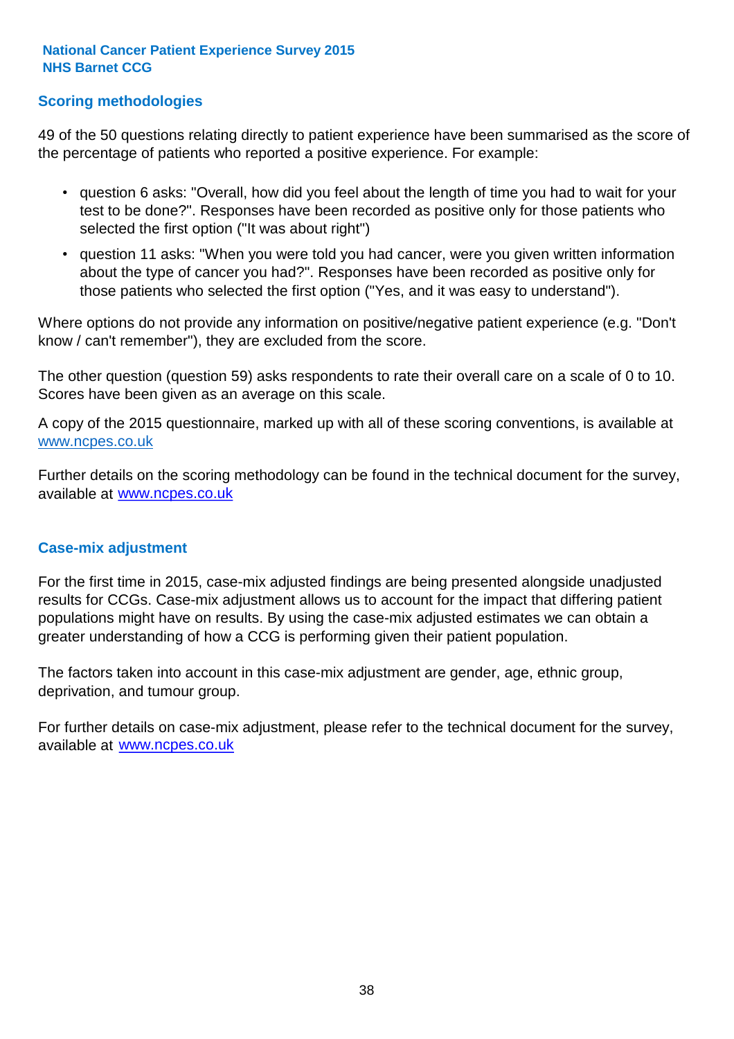## Scoring methodologies

49 of the 50 questions relating directly to patient experience have been summarised as the score of the percentage of patients who reported a positive experience. For example:

- question 6 asks: "Overall, how did you feel about the length of time you had to wait for your test to be done?". Responses have been recorded as positive only for those patients who selected the first option ("It was about right")
- question 11 asks: "When you were told you had cancer, were you given written information about the type of cancer you had?". Responses have been recorded as positive only for those patients who selected the first option ("Yes, and it was easy to understand").

Where options do not provide any information on positive/negative patient experience (e.g. "Don't know / can't remember"), they are excluded from the score.

The other question (question 59) asks respondents to rate their overall care on a scale of 0 to 10. Scores have been given as an average on this scale.

A copy of the 2015 questionnaire, marked up with all of these scoring conventions, is available at www.ncpes.co.uk

Further details on the scoring methodology can be found in the technical document for the survey, available at www.ncpes.co.uk

## Case-mix adjustment

For the first time in 2015, case-mix adjusted findings are being presented alongside unadjusted results for CCGs. Case-mix adjustment allows us to account for the impact that differing patient populations might have on results. By using the case-mix adjusted estimates we can obtain a greater understanding of how a CCG is performing given their patient population.

The factors taken into account in this case-mix adjustment are gender, age, ethnic group, deprivation, and tumour group.

For further details on case-mix adjustment, please refer to the technical document for the survey, available at www.ncpes.co.uk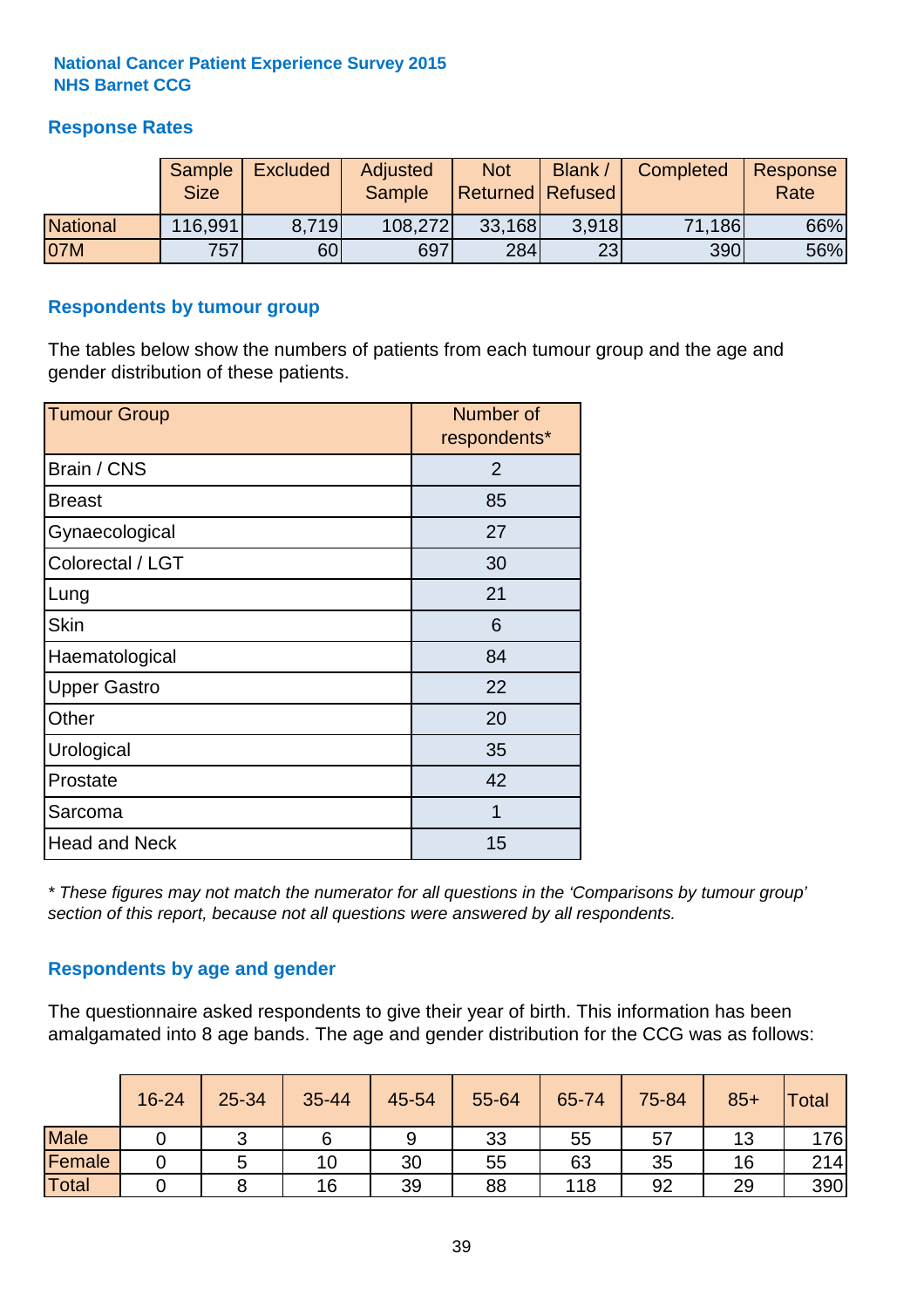**National Cancer Patient Experience Survey 2015**
**NHS Barnet CCG**

## Response Rates

| | Sample Size | Excluded | Adjusted Sample | Not Returned | Blank / Refused | Completed | Response Rate |
|---|---|---|---|---|---|---|---|
| National | 116,991 | 8,719 | 108,272 | 33,168 | 3,918 | 71,186 | 66% |
| 07M | 757 | 60 | 697 | 284 | 23 | 390 | 56% |

## Respondents by tumour group

The tables below show the numbers of patients from each tumour group and the age and gender distribution of these patients.

| Tumour Group | Number of respondents* |
|---|---|
| Brain / CNS | 2 |
| Breast | 85 |
| Gynaecological | 27 |
| Colorectal / LGT | 30 |
| Lung | 21 |
| Skin | 6 |
| Haematological | 84 |
| Upper Gastro | 22 |
| Other | 20 |
| Urological | 35 |
| Prostate | 42 |
| Sarcoma | 1 |
| Head and Neck | 15 |

*\* These figures may not match the numerator for all questions in the 'Comparisons by tumour group' section of this report, because not all questions were answered by all respondents.*

## Respondents by age and gender

The questionnaire asked respondents to give their year of birth. This information has been amalgamated into 8 age bands. The age and gender distribution for the CCG was as follows:

| | 16-24 | 25-34 | 35-44 | 45-54 | 55-64 | 65-74 | 75-84 | 85+ | Total |
|---|---|---|---|---|---|---|---|---|---|
| Male | 0 | 3 | 6 | 9 | 33 | 55 | 57 | 13 | 176 |
| Female | 0 | 5 | 10 | 30 | 55 | 63 | 35 | 16 | 214 |
| Total | 0 | 8 | 16 | 39 | 88 | 118 | 92 | 29 | 390 |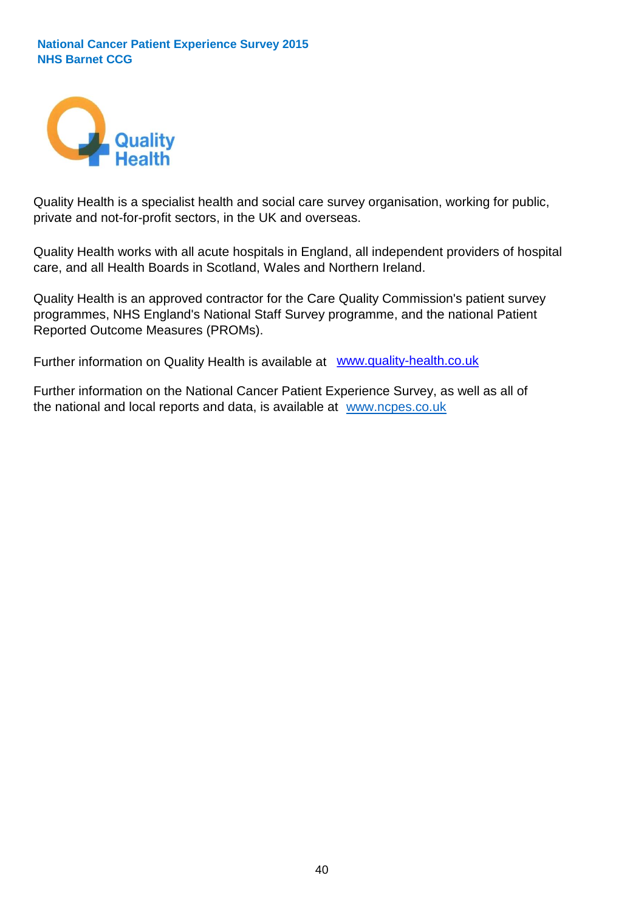Quality Health is a specialist health and social care survey organisation, working for public, private and not-for-profit sectors, in the UK and overseas.

Quality Health works with all acute hospitals in England, all independent providers of hospital care, and all Health Boards in Scotland, Wales and Northern Ireland.

Quality Health is an approved contractor for the Care Quality Commission's patient survey programmes, NHS England's National Staff Survey programme, and the national Patient Reported Outcome Measures (PROMs).

Further information on Quality Health is available at [www.quality-health.co.uk](http://www.quality-health.co.uk)

Further information on the National Cancer Patient Experience Survey, as well as all of the national and local reports and data, is available at [www.ncpes.co.uk](http://www.ncpes.co.uk)